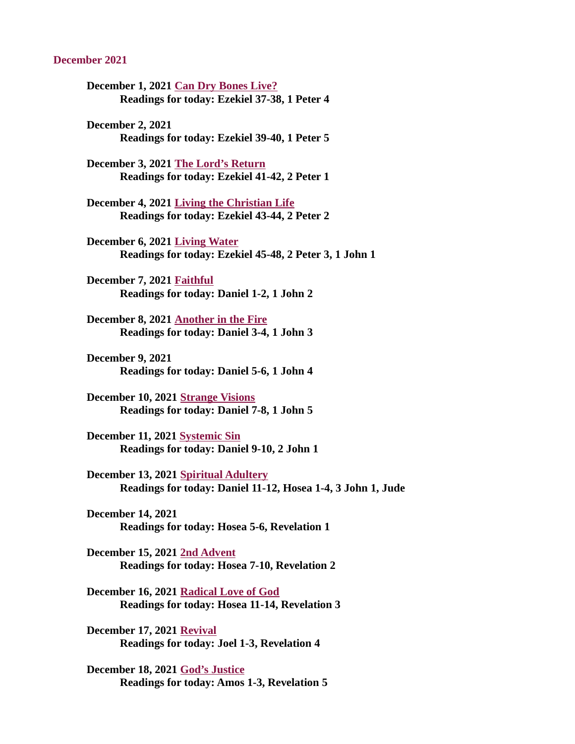## December 2021

**December 1, 2021 Can Dry Bones Live?**
**Readings for today: Ezekiel 37-38, 1 Peter 4**

**December 2, 2021**
**Readings for today: Ezekiel 39-40, 1 Peter 5**

**December 3, 2021 The Lord's Return**
**Readings for today: Ezekiel 41-42, 2 Peter 1**

**December 4, 2021 Living the Christian Life**
**Readings for today: Ezekiel 43-44, 2 Peter 2**

**December 6, 2021 Living Water**
**Readings for today: Ezekiel 45-48, 2 Peter 3, 1 John 1**

**December 7, 2021 Faithful**
**Readings for today: Daniel 1-2, 1 John 2**

**December 8, 2021 Another in the Fire**
**Readings for today: Daniel 3-4, 1 John 3**

**December 9, 2021**
**Readings for today: Daniel 5-6, 1 John 4**

**December 10, 2021 Strange Visions**
**Readings for today: Daniel 7-8, 1 John 5**

**December 11, 2021 Systemic Sin**
**Readings for today: Daniel 9-10, 2 John 1**

**December 13, 2021 Spiritual Adultery**
**Readings for today: Daniel 11-12, Hosea 1-4, 3 John 1, Jude**

**December 14, 2021**
**Readings for today: Hosea 5-6, Revelation 1**

**December 15, 2021 2nd Advent**
**Readings for today: Hosea 7-10, Revelation 2**

**December 16, 2021 Radical Love of God**
**Readings for today: Hosea 11-14, Revelation 3**

**December 17, 2021 Revival**
**Readings for today: Joel 1-3, Revelation 4**

**December 18, 2021 God's Justice**
**Readings for today: Amos 1-3, Revelation 5**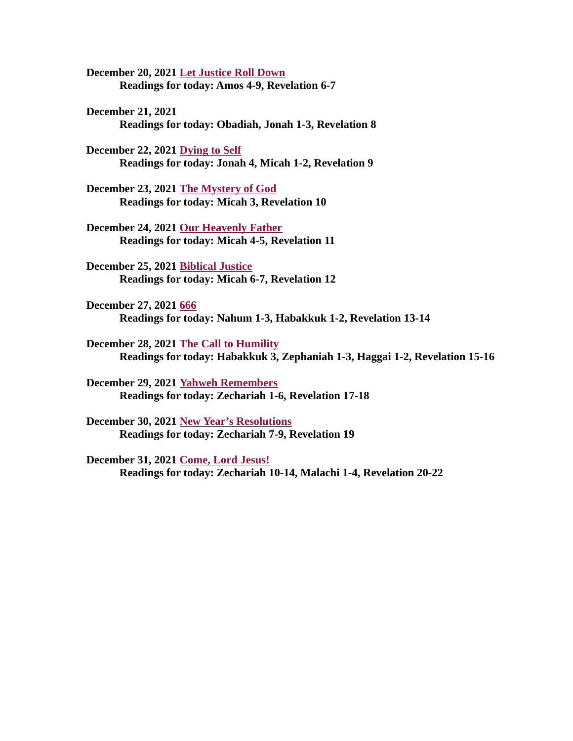**December 20, 2021 Let Justice Roll Down**
**Readings for today: Amos 4-9, Revelation 6-7**

**December 21, 2021**
**Readings for today: Obadiah, Jonah 1-3, Revelation 8**

**December 22, 2021 Dying to Self**
**Readings for today: Jonah 4, Micah 1-2, Revelation 9**

**December 23, 2021 The Mystery of God**
**Readings for today: Micah 3, Revelation 10**

**December 24, 2021 Our Heavenly Father**
**Readings for today: Micah 4-5, Revelation 11**

**December 25, 2021 Biblical Justice**
**Readings for today: Micah 6-7, Revelation 12**

**December 27, 2021 666**
**Readings for today: Nahum 1-3, Habakkuk 1-2, Revelation 13-14**

**December 28, 2021 The Call to Humility**
**Readings for today: Habakkuk 3, Zephaniah 1-3, Haggai 1-2, Revelation 15-16**

**December 29, 2021 Yahweh Remembers**
**Readings for today: Zechariah 1-6, Revelation 17-18**

**December 30, 2021 New Year's Resolutions**
**Readings for today: Zechariah 7-9, Revelation 19**

**December 31, 2021 Come, Lord Jesus!**
**Readings for today: Zechariah 10-14, Malachi 1-4, Revelation 20-22**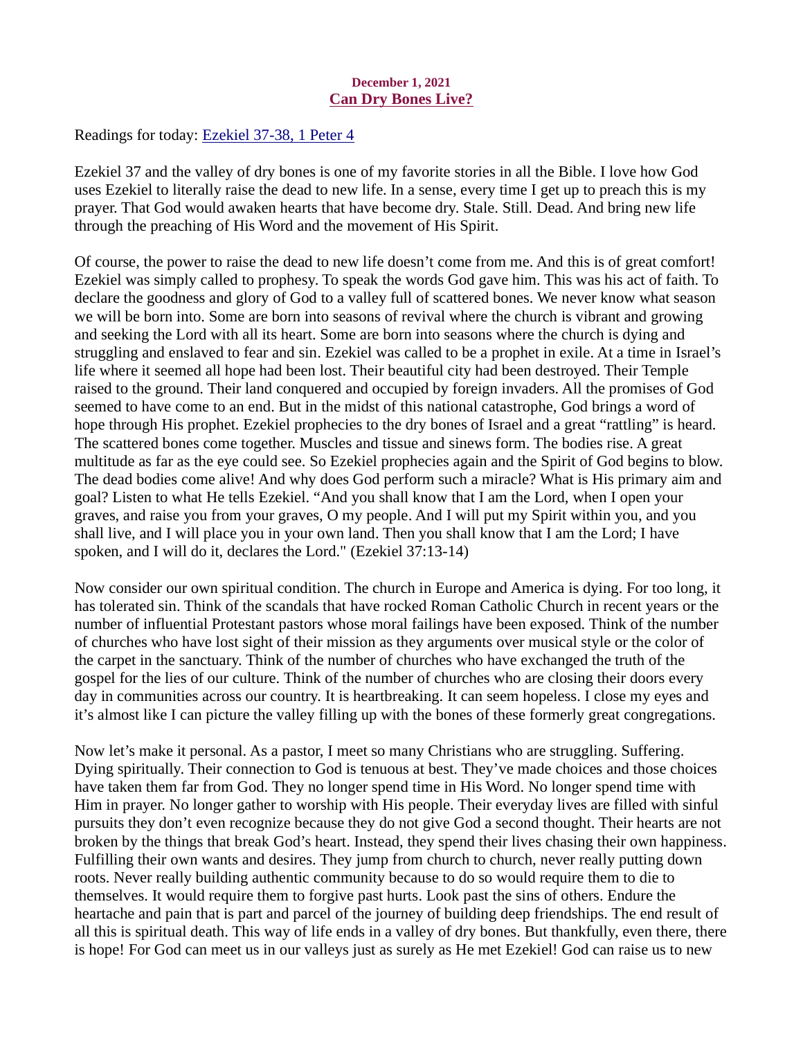**December 1, 2021**
## Can Dry Bones Live?

Readings for today: Ezekiel 37-38, 1 Peter 4

Ezekiel 37 and the valley of dry bones is one of my favorite stories in all the Bible. I love how God uses Ezekiel to literally raise the dead to new life. In a sense, every time I get up to preach this is my prayer. That God would awaken hearts that have become dry. Stale. Still. Dead. And bring new life through the preaching of His Word and the movement of His Spirit.

Of course, the power to raise the dead to new life doesn't come from me. And this is of great comfort! Ezekiel was simply called to prophesy. To speak the words God gave him. This was his act of faith. To declare the goodness and glory of God to a valley full of scattered bones. We never know what season we will be born into. Some are born into seasons of revival where the church is vibrant and growing and seeking the Lord with all its heart. Some are born into seasons where the church is dying and struggling and enslaved to fear and sin. Ezekiel was called to be a prophet in exile. At a time in Israel's life where it seemed all hope had been lost. Their beautiful city had been destroyed. Their Temple raised to the ground. Their land conquered and occupied by foreign invaders. All the promises of God seemed to have come to an end. But in the midst of this national catastrophe, God brings a word of hope through His prophet. Ezekiel prophecies to the dry bones of Israel and a great "rattling" is heard. The scattered bones come together. Muscles and tissue and sinews form. The bodies rise. A great multitude as far as the eye could see. So Ezekiel prophecies again and the Spirit of God begins to blow. The dead bodies come alive! And why does God perform such a miracle? What is His primary aim and goal? Listen to what He tells Ezekiel. "And you shall know that I am the Lord, when I open your graves, and raise you from your graves, O my people. And I will put my Spirit within you, and you shall live, and I will place you in your own land. Then you shall know that I am the Lord; I have spoken, and I will do it, declares the Lord." (Ezekiel 37:13-14)

Now consider our own spiritual condition. The church in Europe and America is dying. For too long, it has tolerated sin. Think of the scandals that have rocked Roman Catholic Church in recent years or the number of influential Protestant pastors whose moral failings have been exposed. Think of the number of churches who have lost sight of their mission as they arguments over musical style or the color of the carpet in the sanctuary. Think of the number of churches who have exchanged the truth of the gospel for the lies of our culture. Think of the number of churches who are closing their doors every day in communities across our country. It is heartbreaking. It can seem hopeless. I close my eyes and it's almost like I can picture the valley filling up with the bones of these formerly great congregations.

Now let's make it personal. As a pastor, I meet so many Christians who are struggling. Suffering. Dying spiritually. Their connection to God is tenuous at best. They've made choices and those choices have taken them far from God. They no longer spend time in His Word. No longer spend time with Him in prayer. No longer gather to worship with His people. Their everyday lives are filled with sinful pursuits they don't even recognize because they do not give God a second thought. Their hearts are not broken by the things that break God's heart. Instead, they spend their lives chasing their own happiness. Fulfilling their own wants and desires. They jump from church to church, never really putting down roots. Never really building authentic community because to do so would require them to die to themselves. It would require them to forgive past hurts. Look past the sins of others. Endure the heartache and pain that is part and parcel of the journey of building deep friendships. The end result of all this is spiritual death. This way of life ends in a valley of dry bones. But thankfully, even there, there is hope! For God can meet us in our valleys just as surely as He met Ezekiel! God can raise us to new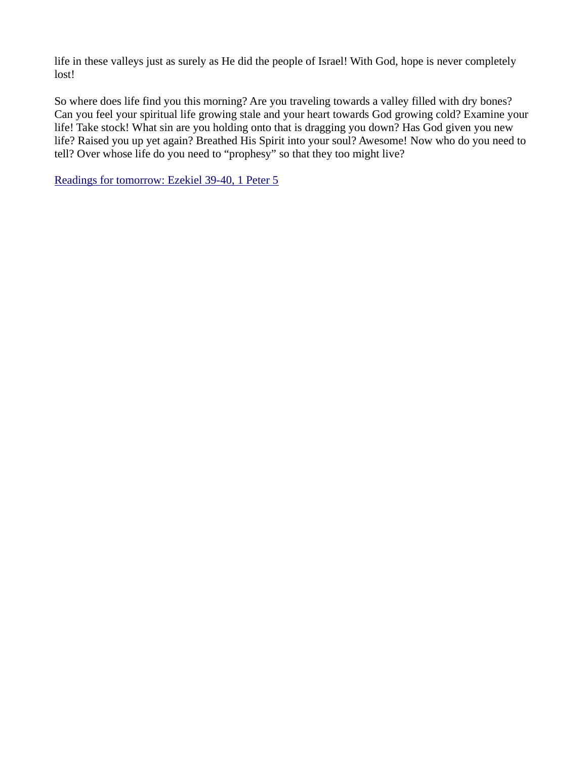life in these valleys just as surely as He did the people of Israel! With God, hope is never completely lost!

So where does life find you this morning? Are you traveling towards a valley filled with dry bones? Can you feel your spiritual life growing stale and your heart towards God growing cold? Examine your life! Take stock! What sin are you holding onto that is dragging you down? Has God given you new life? Raised you up yet again? Breathed His Spirit into your soul? Awesome! Now who do you need to tell? Over whose life do you need to “prophesy” so that they too might live?

Readings for tomorrow: Ezekiel 39-40, 1 Peter 5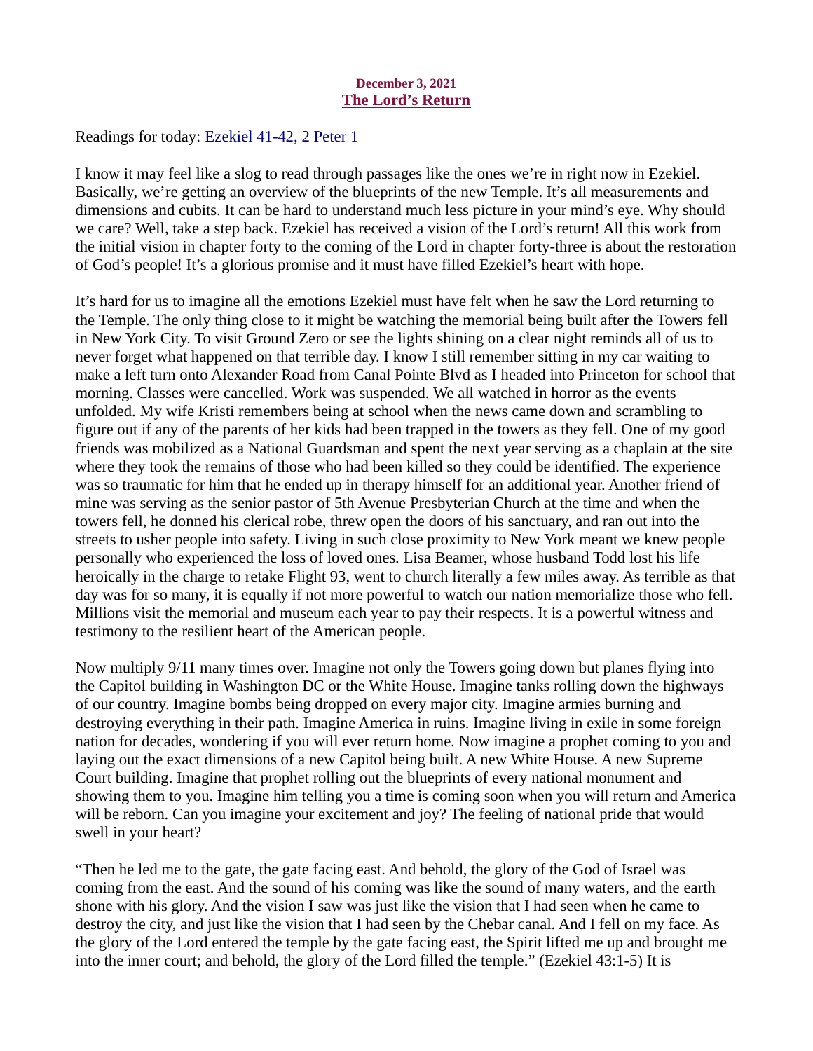**December 3, 2021**

## The Lord's Return

Readings for today: [Ezekiel 41-42, 2 Peter 1]

I know it may feel like a slog to read through passages like the ones we're in right now in Ezekiel. Basically, we're getting an overview of the blueprints of the new Temple. It's all measurements and dimensions and cubits. It can be hard to understand much less picture in your mind's eye. Why should we care? Well, take a step back. Ezekiel has received a vision of the Lord's return! All this work from the initial vision in chapter forty to the coming of the Lord in chapter forty-three is about the restoration of God's people! It's a glorious promise and it must have filled Ezekiel's heart with hope.

It's hard for us to imagine all the emotions Ezekiel must have felt when he saw the Lord returning to the Temple. The only thing close to it might be watching the memorial being built after the Towers fell in New York City. To visit Ground Zero or see the lights shining on a clear night reminds all of us to never forget what happened on that terrible day. I know I still remember sitting in my car waiting to make a left turn onto Alexander Road from Canal Pointe Blvd as I headed into Princeton for school that morning. Classes were cancelled. Work was suspended. We all watched in horror as the events unfolded. My wife Kristi remembers being at school when the news came down and scrambling to figure out if any of the parents of her kids had been trapped in the towers as they fell. One of my good friends was mobilized as a National Guardsman and spent the next year serving as a chaplain at the site where they took the remains of those who had been killed so they could be identified. The experience was so traumatic for him that he ended up in therapy himself for an additional year. Another friend of mine was serving as the senior pastor of 5th Avenue Presbyterian Church at the time and when the towers fell, he donned his clerical robe, threw open the doors of his sanctuary, and ran out into the streets to usher people into safety. Living in such close proximity to New York meant we knew people personally who experienced the loss of loved ones. Lisa Beamer, whose husband Todd lost his life heroically in the charge to retake Flight 93, went to church literally a few miles away. As terrible as that day was for so many, it is equally if not more powerful to watch our nation memorialize those who fell. Millions visit the memorial and museum each year to pay their respects. It is a powerful witness and testimony to the resilient heart of the American people.

Now multiply 9/11 many times over. Imagine not only the Towers going down but planes flying into the Capitol building in Washington DC or the White House. Imagine tanks rolling down the highways of our country. Imagine bombs being dropped on every major city. Imagine armies burning and destroying everything in their path. Imagine America in ruins. Imagine living in exile in some foreign nation for decades, wondering if you will ever return home. Now imagine a prophet coming to you and laying out the exact dimensions of a new Capitol being built. A new White House. A new Supreme Court building. Imagine that prophet rolling out the blueprints of every national monument and showing them to you. Imagine him telling you a time is coming soon when you will return and America will be reborn. Can you imagine your excitement and joy? The feeling of national pride that would swell in your heart?

"Then he led me to the gate, the gate facing east. And behold, the glory of the God of Israel was coming from the east. And the sound of his coming was like the sound of many waters, and the earth shone with his glory. And the vision I saw was just like the vision that I had seen when he came to destroy the city, and just like the vision that I had seen by the Chebar canal. And I fell on my face. As the glory of the Lord entered the temple by the gate facing east, the Spirit lifted me up and brought me into the inner court; and behold, the glory of the Lord filled the temple." (Ezekiel 43:1-5) It is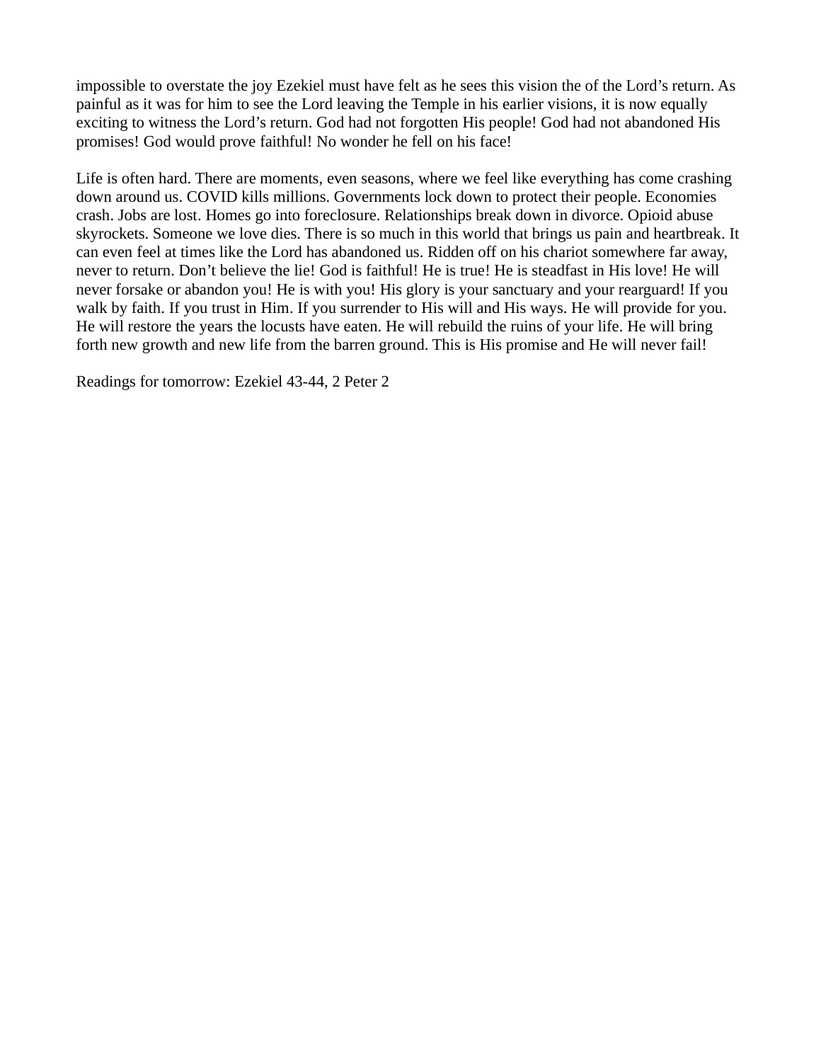impossible to overstate the joy Ezekiel must have felt as he sees this vision the of the Lord's return. As painful as it was for him to see the Lord leaving the Temple in his earlier visions, it is now equally exciting to witness the Lord's return. God had not forgotten His people! God had not abandoned His promises! God would prove faithful! No wonder he fell on his face!

Life is often hard. There are moments, even seasons, where we feel like everything has come crashing down around us. COVID kills millions. Governments lock down to protect their people. Economies crash. Jobs are lost. Homes go into foreclosure. Relationships break down in divorce. Opioid abuse skyrockets. Someone we love dies. There is so much in this world that brings us pain and heartbreak. It can even feel at times like the Lord has abandoned us. Ridden off on his chariot somewhere far away, never to return. Don't believe the lie! God is faithful! He is true! He is steadfast in His love! He will never forsake or abandon you! He is with you! His glory is your sanctuary and your rearguard! If you walk by faith. If you trust in Him. If you surrender to His will and His ways. He will provide for you. He will restore the years the locusts have eaten. He will rebuild the ruins of your life. He will bring forth new growth and new life from the barren ground. This is His promise and He will never fail!

Readings for tomorrow: Ezekiel 43-44, 2 Peter 2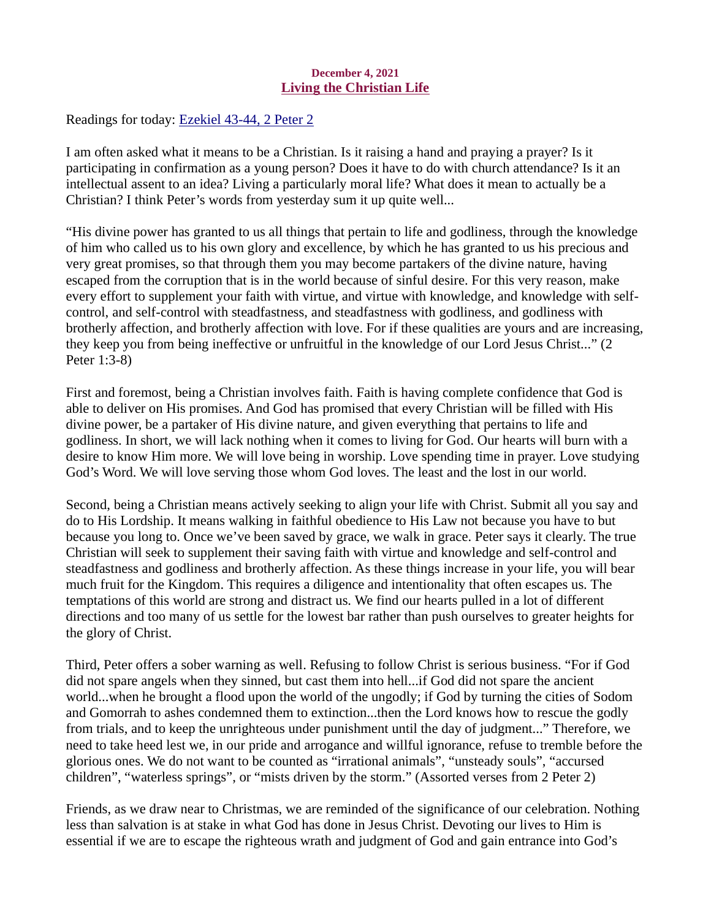December 4, 2021

## Living the Christian Life

Readings for today: Ezekiel 43-44, 2 Peter 2

I am often asked what it means to be a Christian. Is it raising a hand and praying a prayer? Is it participating in confirmation as a young person? Does it have to do with church attendance? Is it an intellectual assent to an idea? Living a particularly moral life? What does it mean to actually be a Christian? I think Peter's words from yesterday sum it up quite well...

"His divine power has granted to us all things that pertain to life and godliness, through the knowledge of him who called us to his own glory and excellence, by which he has granted to us his precious and very great promises, so that through them you may become partakers of the divine nature, having escaped from the corruption that is in the world because of sinful desire. For this very reason, make every effort to supplement your faith with virtue, and virtue with knowledge, and knowledge with self-control, and self-control with steadfastness, and steadfastness with godliness, and godliness with brotherly affection, and brotherly affection with love. For if these qualities are yours and are increasing, they keep you from being ineffective or unfruitful in the knowledge of our Lord Jesus Christ..." (2 Peter 1:3-8)

First and foremost, being a Christian involves faith. Faith is having complete confidence that God is able to deliver on His promises. And God has promised that every Christian will be filled with His divine power, be a partaker of His divine nature, and given everything that pertains to life and godliness. In short, we will lack nothing when it comes to living for God. Our hearts will burn with a desire to know Him more. We will love being in worship. Love spending time in prayer. Love studying God's Word. We will love serving those whom God loves. The least and the lost in our world.

Second, being a Christian means actively seeking to align your life with Christ. Submit all you say and do to His Lordship. It means walking in faithful obedience to His Law not because you have to but because you long to. Once we've been saved by grace, we walk in grace. Peter says it clearly. The true Christian will seek to supplement their saving faith with virtue and knowledge and self-control and steadfastness and godliness and brotherly affection. As these things increase in your life, you will bear much fruit for the Kingdom. This requires a diligence and intentionality that often escapes us. The temptations of this world are strong and distract us. We find our hearts pulled in a lot of different directions and too many of us settle for the lowest bar rather than push ourselves to greater heights for the glory of Christ.

Third, Peter offers a sober warning as well. Refusing to follow Christ is serious business. "For if God did not spare angels when they sinned, but cast them into hell...if God did not spare the ancient world...when he brought a flood upon the world of the ungodly; if God by turning the cities of Sodom and Gomorrah to ashes condemned them to extinction...then the Lord knows how to rescue the godly from trials, and to keep the unrighteous under punishment until the day of judgment..." Therefore, we need to take heed lest we, in our pride and arrogance and willful ignorance, refuse to tremble before the glorious ones. We do not want to be counted as "irrational animals", "unsteady souls", "accursed children", "waterless springs", or "mists driven by the storm." (Assorted verses from 2 Peter 2)

Friends, as we draw near to Christmas, we are reminded of the significance of our celebration. Nothing less than salvation is at stake in what God has done in Jesus Christ. Devoting our lives to Him is essential if we are to escape the righteous wrath and judgment of God and gain entrance into God's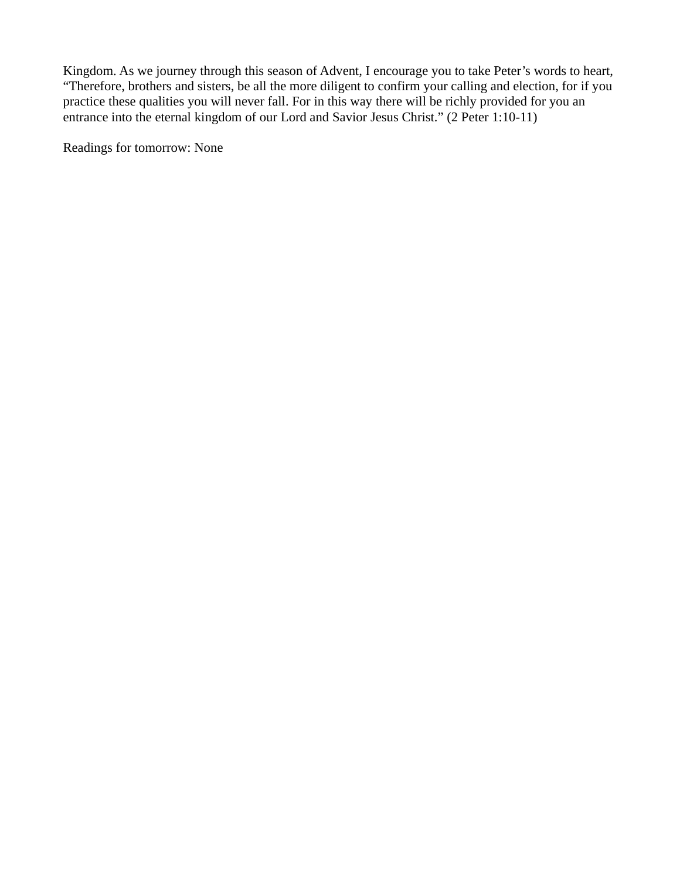Kingdom. As we journey through this season of Advent, I encourage you to take Peter's words to heart, "Therefore, brothers and sisters, be all the more diligent to confirm your calling and election, for if you practice these qualities you will never fall. For in this way there will be richly provided for you an entrance into the eternal kingdom of our Lord and Savior Jesus Christ." (2 Peter 1:10-11)

Readings for tomorrow: None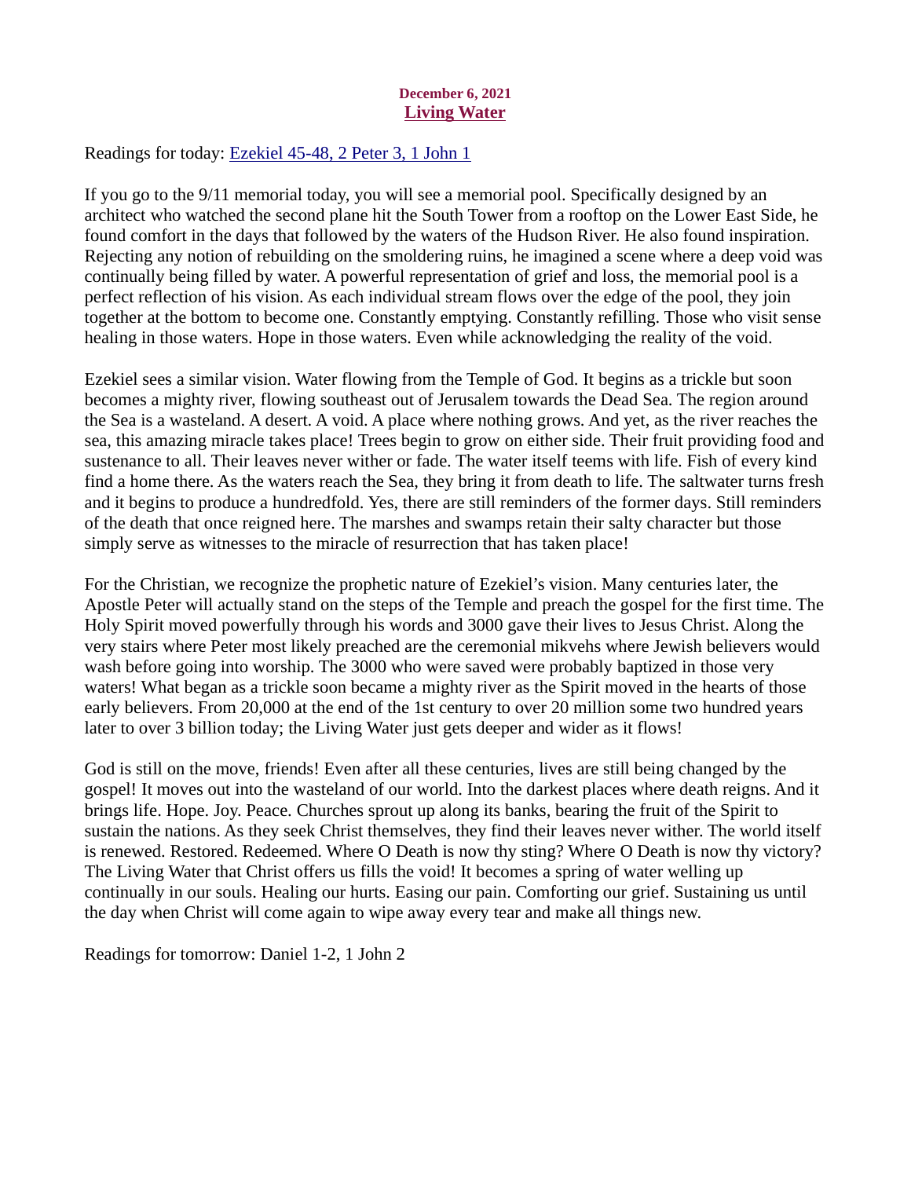**December 6, 2021**

## Living Water

Readings for today: Ezekiel 45-48, 2 Peter 3, 1 John 1

If you go to the 9/11 memorial today, you will see a memorial pool. Specifically designed by an architect who watched the second plane hit the South Tower from a rooftop on the Lower East Side, he found comfort in the days that followed by the waters of the Hudson River. He also found inspiration. Rejecting any notion of rebuilding on the smoldering ruins, he imagined a scene where a deep void was continually being filled by water. A powerful representation of grief and loss, the memorial pool is a perfect reflection of his vision. As each individual stream flows over the edge of the pool, they join together at the bottom to become one. Constantly emptying. Constantly refilling. Those who visit sense healing in those waters. Hope in those waters. Even while acknowledging the reality of the void.

Ezekiel sees a similar vision. Water flowing from the Temple of God. It begins as a trickle but soon becomes a mighty river, flowing southeast out of Jerusalem towards the Dead Sea. The region around the Sea is a wasteland. A desert. A void. A place where nothing grows. And yet, as the river reaches the sea, this amazing miracle takes place! Trees begin to grow on either side. Their fruit providing food and sustenance to all. Their leaves never wither or fade. The water itself teems with life. Fish of every kind find a home there. As the waters reach the Sea, they bring it from death to life. The saltwater turns fresh and it begins to produce a hundredfold. Yes, there are still reminders of the former days. Still reminders of the death that once reigned here. The marshes and swamps retain their salty character but those simply serve as witnesses to the miracle of resurrection that has taken place!

For the Christian, we recognize the prophetic nature of Ezekiel's vision. Many centuries later, the Apostle Peter will actually stand on the steps of the Temple and preach the gospel for the first time. The Holy Spirit moved powerfully through his words and 3000 gave their lives to Jesus Christ. Along the very stairs where Peter most likely preached are the ceremonial mikvehs where Jewish believers would wash before going into worship. The 3000 who were saved were probably baptized in those very waters! What began as a trickle soon became a mighty river as the Spirit moved in the hearts of those early believers. From 20,000 at the end of the 1st century to over 20 million some two hundred years later to over 3 billion today; the Living Water just gets deeper and wider as it flows!

God is still on the move, friends! Even after all these centuries, lives are still being changed by the gospel! It moves out into the wasteland of our world. Into the darkest places where death reigns. And it brings life. Hope. Joy. Peace. Churches sprout up along its banks, bearing the fruit of the Spirit to sustain the nations. As they seek Christ themselves, they find their leaves never wither. The world itself is renewed. Restored. Redeemed. Where O Death is now thy sting? Where O Death is now thy victory? The Living Water that Christ offers us fills the void! It becomes a spring of water welling up continually in our souls. Healing our hurts. Easing our pain. Comforting our grief. Sustaining us until the day when Christ will come again to wipe away every tear and make all things new.

Readings for tomorrow: Daniel 1-2, 1 John 2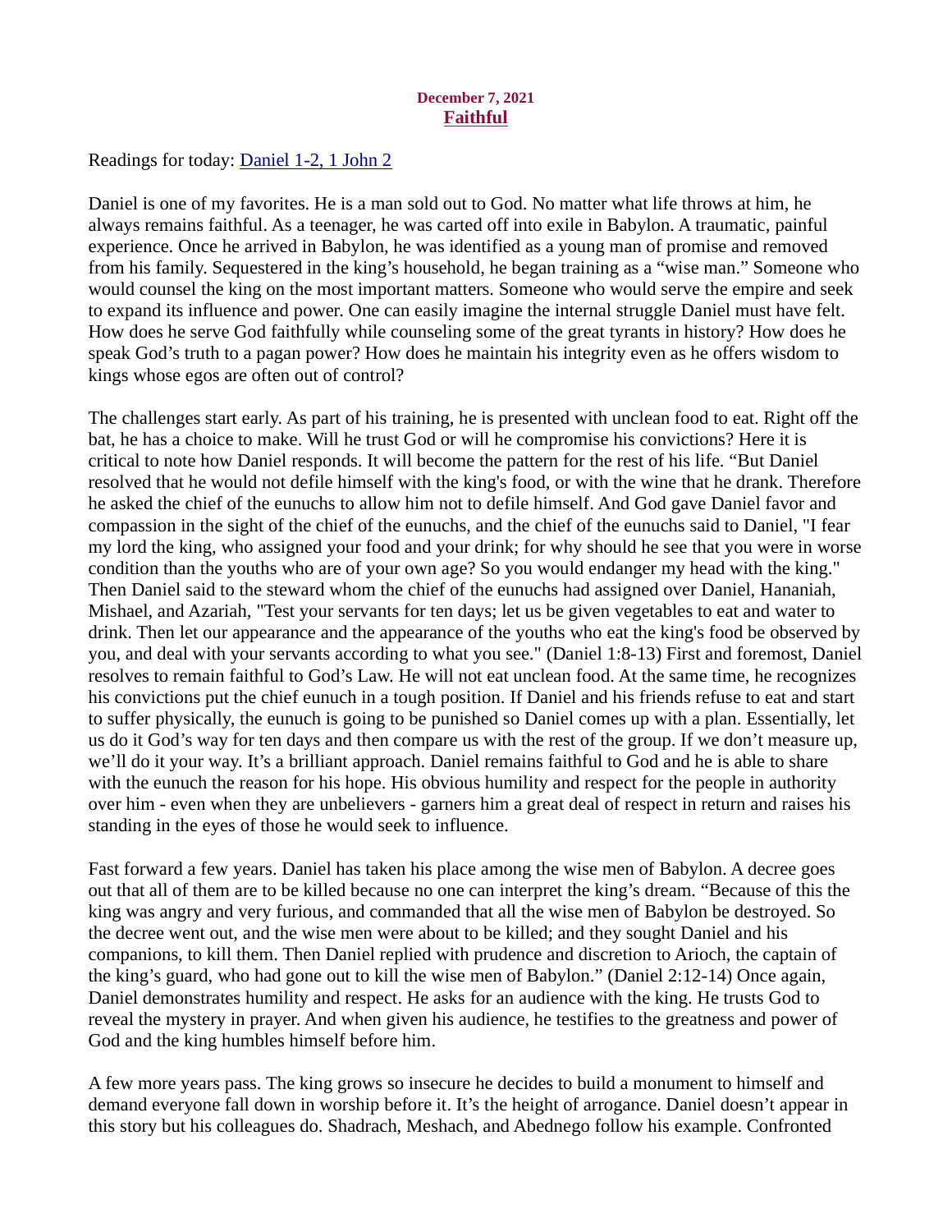**December 7, 2021**
## Faithful

Readings for today: [Daniel 1-2, 1 John 2]

Daniel is one of my favorites. He is a man sold out to God. No matter what life throws at him, he always remains faithful. As a teenager, he was carted off into exile in Babylon. A traumatic, painful experience. Once he arrived in Babylon, he was identified as a young man of promise and removed from his family. Sequestered in the king's household, he began training as a "wise man." Someone who would counsel the king on the most important matters. Someone who would serve the empire and seek to expand its influence and power. One can easily imagine the internal struggle Daniel must have felt. How does he serve God faithfully while counseling some of the great tyrants in history? How does he speak God's truth to a pagan power? How does he maintain his integrity even as he offers wisdom to kings whose egos are often out of control?

The challenges start early. As part of his training, he is presented with unclean food to eat. Right off the bat, he has a choice to make. Will he trust God or will he compromise his convictions? Here it is critical to note how Daniel responds. It will become the pattern for the rest of his life. "But Daniel resolved that he would not defile himself with the king's food, or with the wine that he drank. Therefore he asked the chief of the eunuchs to allow him not to defile himself. And God gave Daniel favor and compassion in the sight of the chief of the eunuchs, and the chief of the eunuchs said to Daniel, "I fear my lord the king, who assigned your food and your drink; for why should he see that you were in worse condition than the youths who are of your own age? So you would endanger my head with the king." Then Daniel said to the steward whom the chief of the eunuchs had assigned over Daniel, Hananiah, Mishael, and Azariah, "Test your servants for ten days; let us be given vegetables to eat and water to drink. Then let our appearance and the appearance of the youths who eat the king's food be observed by you, and deal with your servants according to what you see." (Daniel 1:8-13) First and foremost, Daniel resolves to remain faithful to God's Law. He will not eat unclean food. At the same time, he recognizes his convictions put the chief eunuch in a tough position. If Daniel and his friends refuse to eat and start to suffer physically, the eunuch is going to be punished so Daniel comes up with a plan. Essentially, let us do it God's way for ten days and then compare us with the rest of the group. If we don't measure up, we'll do it your way. It's a brilliant approach. Daniel remains faithful to God and he is able to share with the eunuch the reason for his hope. His obvious humility and respect for the people in authority over him - even when they are unbelievers - garners him a great deal of respect in return and raises his standing in the eyes of those he would seek to influence.

Fast forward a few years. Daniel has taken his place among the wise men of Babylon. A decree goes out that all of them are to be killed because no one can interpret the king's dream. "Because of this the king was angry and very furious, and commanded that all the wise men of Babylon be destroyed. So the decree went out, and the wise men were about to be killed; and they sought Daniel and his companions, to kill them. Then Daniel replied with prudence and discretion to Arioch, the captain of the king's guard, who had gone out to kill the wise men of Babylon." (Daniel 2:12-14) Once again, Daniel demonstrates humility and respect. He asks for an audience with the king. He trusts God to reveal the mystery in prayer. And when given his audience, he testifies to the greatness and power of God and the king humbles himself before him.

A few more years pass. The king grows so insecure he decides to build a monument to himself and demand everyone fall down in worship before it. It's the height of arrogance. Daniel doesn't appear in this story but his colleagues do. Shadrach, Meshach, and Abednego follow his example. Confronted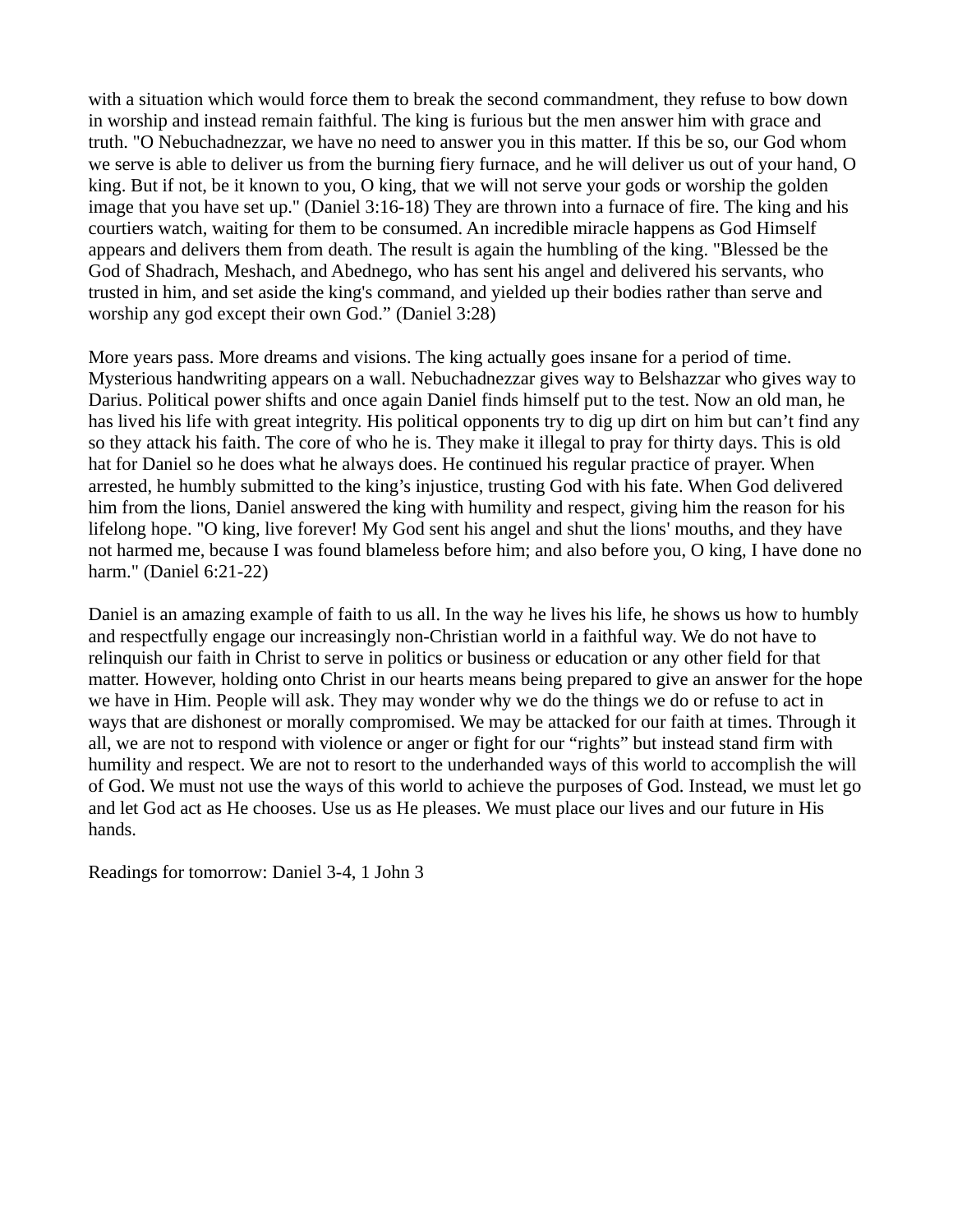with a situation which would force them to break the second commandment, they refuse to bow down in worship and instead remain faithful. The king is furious but the men answer him with grace and truth. "O Nebuchadnezzar, we have no need to answer you in this matter. If this be so, our God whom we serve is able to deliver us from the burning fiery furnace, and he will deliver us out of your hand, O king. But if not, be it known to you, O king, that we will not serve your gods or worship the golden image that you have set up." (Daniel 3:16-18) They are thrown into a furnace of fire. The king and his courtiers watch, waiting for them to be consumed. An incredible miracle happens as God Himself appears and delivers them from death. The result is again the humbling of the king. "Blessed be the God of Shadrach, Meshach, and Abednego, who has sent his angel and delivered his servants, who trusted in him, and set aside the king's command, and yielded up their bodies rather than serve and worship any god except their own God." (Daniel 3:28)

More years pass. More dreams and visions. The king actually goes insane for a period of time. Mysterious handwriting appears on a wall. Nebuchadnezzar gives way to Belshazzar who gives way to Darius. Political power shifts and once again Daniel finds himself put to the test. Now an old man, he has lived his life with great integrity. His political opponents try to dig up dirt on him but can't find any so they attack his faith. The core of who he is. They make it illegal to pray for thirty days. This is old hat for Daniel so he does what he always does. He continued his regular practice of prayer. When arrested, he humbly submitted to the king's injustice, trusting God with his fate. When God delivered him from the lions, Daniel answered the king with humility and respect, giving him the reason for his lifelong hope. "O king, live forever! My God sent his angel and shut the lions' mouths, and they have not harmed me, because I was found blameless before him; and also before you, O king, I have done no harm." (Daniel 6:21-22)

Daniel is an amazing example of faith to us all. In the way he lives his life, he shows us how to humbly and respectfully engage our increasingly non-Christian world in a faithful way. We do not have to relinquish our faith in Christ to serve in politics or business or education or any other field for that matter. However, holding onto Christ in our hearts means being prepared to give an answer for the hope we have in Him. People will ask. They may wonder why we do the things we do or refuse to act in ways that are dishonest or morally compromised. We may be attacked for our faith at times. Through it all, we are not to respond with violence or anger or fight for our "rights" but instead stand firm with humility and respect. We are not to resort to the underhanded ways of this world to accomplish the will of God. We must not use the ways of this world to achieve the purposes of God. Instead, we must let go and let God act as He chooses. Use us as He pleases. We must place our lives and our future in His hands.

Readings for tomorrow: Daniel 3-4, 1 John 3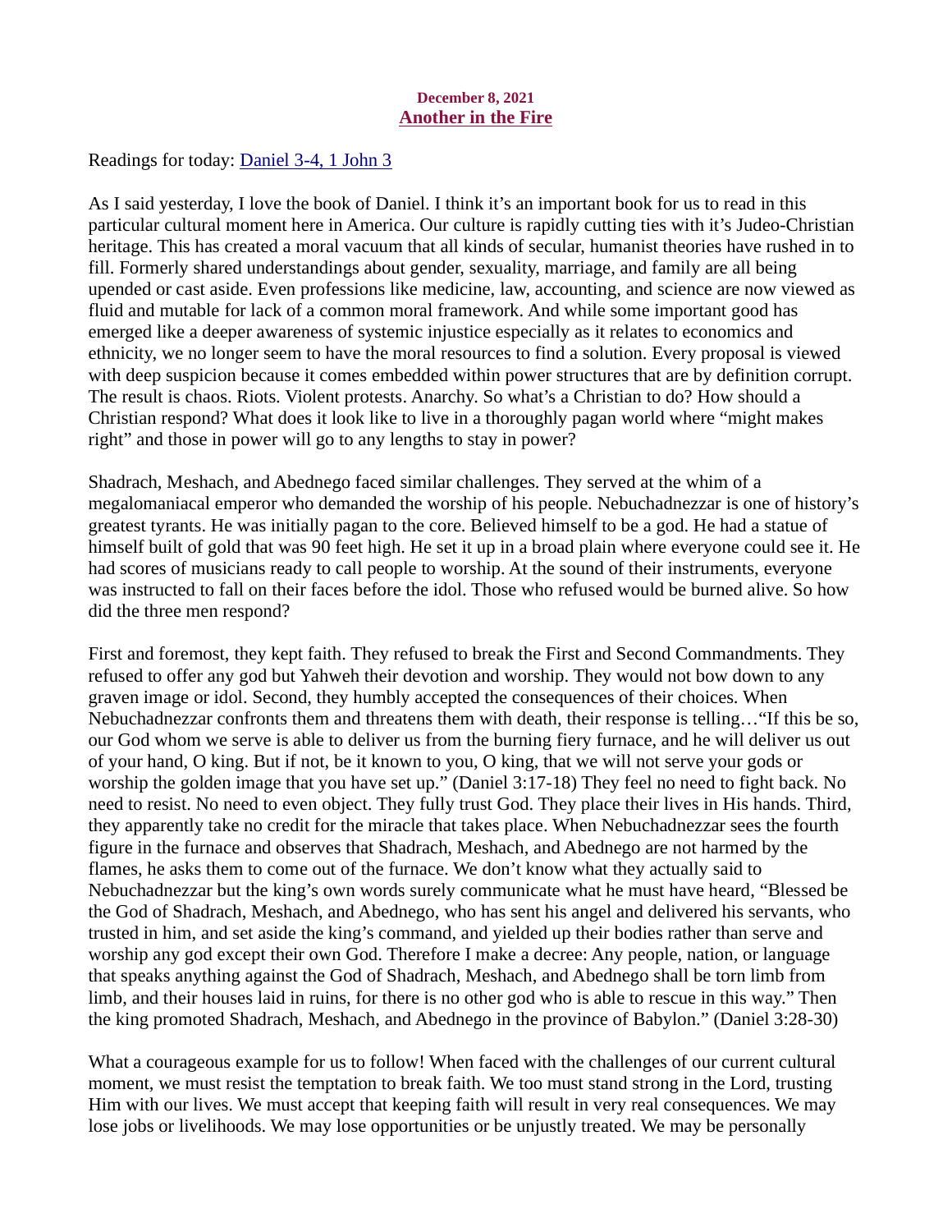**December 8, 2021**
**Another in the Fire**

Readings for today: Daniel 3-4, 1 John 3

As I said yesterday, I love the book of Daniel. I think it's an important book for us to read in this particular cultural moment here in America. Our culture is rapidly cutting ties with it's Judeo-Christian heritage. This has created a moral vacuum that all kinds of secular, humanist theories have rushed in to fill. Formerly shared understandings about gender, sexuality, marriage, and family are all being upended or cast aside. Even professions like medicine, law, accounting, and science are now viewed as fluid and mutable for lack of a common moral framework. And while some important good has emerged like a deeper awareness of systemic injustice especially as it relates to economics and ethnicity, we no longer seem to have the moral resources to find a solution. Every proposal is viewed with deep suspicion because it comes embedded within power structures that are by definition corrupt. The result is chaos. Riots. Violent protests. Anarchy. So what's a Christian to do? How should a Christian respond? What does it look like to live in a thoroughly pagan world where "might makes right" and those in power will go to any lengths to stay in power?

Shadrach, Meshach, and Abednego faced similar challenges. They served at the whim of a megalomaniacal emperor who demanded the worship of his people. Nebuchadnezzar is one of history's greatest tyrants. He was initially pagan to the core. Believed himself to be a god. He had a statue of himself built of gold that was 90 feet high. He set it up in a broad plain where everyone could see it. He had scores of musicians ready to call people to worship. At the sound of their instruments, everyone was instructed to fall on their faces before the idol. Those who refused would be burned alive. So how did the three men respond?

First and foremost, they kept faith. They refused to break the First and Second Commandments. They refused to offer any god but Yahweh their devotion and worship. They would not bow down to any graven image or idol. Second, they humbly accepted the consequences of their choices. When Nebuchadnezzar confronts them and threatens them with death, their response is telling…"If this be so, our God whom we serve is able to deliver us from the burning fiery furnace, and he will deliver us out of your hand, O king. But if not, be it known to you, O king, that we will not serve your gods or worship the golden image that you have set up." (Daniel 3:17-18) They feel no need to fight back. No need to resist. No need to even object. They fully trust God. They place their lives in His hands. Third, they apparently take no credit for the miracle that takes place. When Nebuchadnezzar sees the fourth figure in the furnace and observes that Shadrach, Meshach, and Abednego are not harmed by the flames, he asks them to come out of the furnace. We don't know what they actually said to Nebuchadnezzar but the king's own words surely communicate what he must have heard, "Blessed be the God of Shadrach, Meshach, and Abednego, who has sent his angel and delivered his servants, who trusted in him, and set aside the king's command, and yielded up their bodies rather than serve and worship any god except their own God. Therefore I make a decree: Any people, nation, or language that speaks anything against the God of Shadrach, Meshach, and Abednego shall be torn limb from limb, and their houses laid in ruins, for there is no other god who is able to rescue in this way." Then the king promoted Shadrach, Meshach, and Abednego in the province of Babylon." (Daniel 3:28-30)

What a courageous example for us to follow! When faced with the challenges of our current cultural moment, we must resist the temptation to break faith. We too must stand strong in the Lord, trusting Him with our lives. We must accept that keeping faith will result in very real consequences. We may lose jobs or livelihoods. We may lose opportunities or be unjustly treated. We may be personally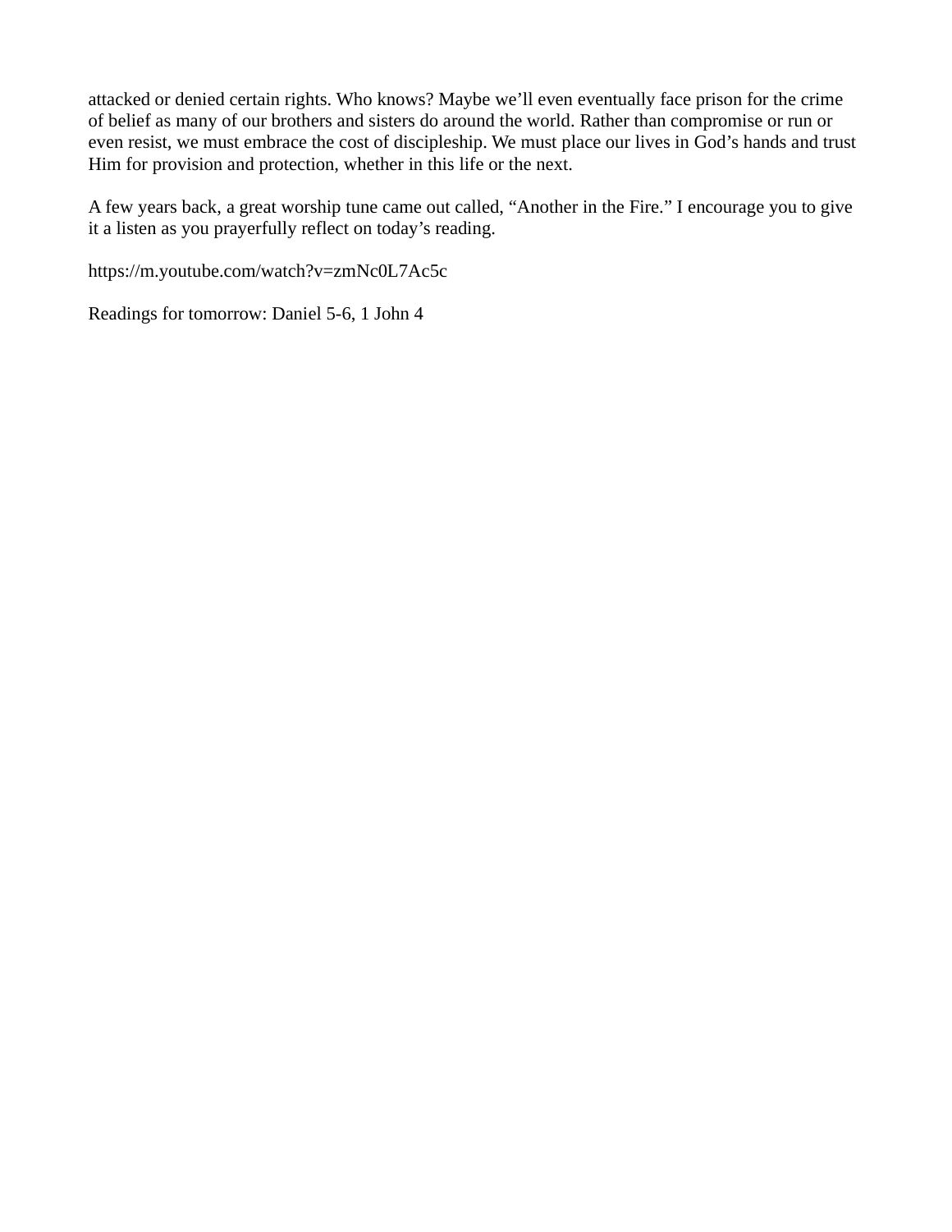attacked or denied certain rights. Who knows? Maybe we'll even eventually face prison for the crime of belief as many of our brothers and sisters do around the world. Rather than compromise or run or even resist, we must embrace the cost of discipleship. We must place our lives in God's hands and trust Him for provision and protection, whether in this life or the next.

A few years back, a great worship tune came out called, "Another in the Fire." I encourage you to give it a listen as you prayerfully reflect on today's reading.

https://m.youtube.com/watch?v=zmNc0L7Ac5c

Readings for tomorrow: Daniel 5-6, 1 John 4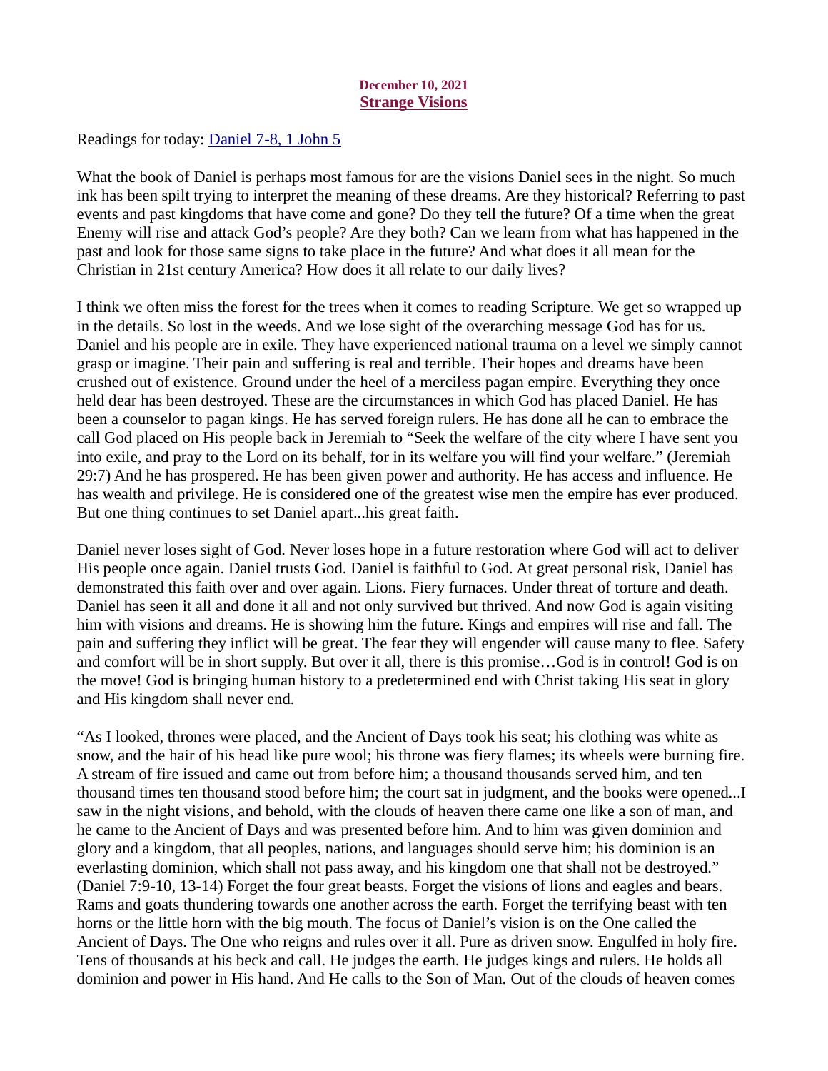**December 10, 2021**
## Strange Visions

Readings for today: [Daniel 7-8, 1 John 5]

What the book of Daniel is perhaps most famous for are the visions Daniel sees in the night. So much ink has been spilt trying to interpret the meaning of these dreams. Are they historical? Referring to past events and past kingdoms that have come and gone? Do they tell the future? Of a time when the great Enemy will rise and attack God's people? Are they both? Can we learn from what has happened in the past and look for those same signs to take place in the future? And what does it all mean for the Christian in 21st century America? How does it all relate to our daily lives?

I think we often miss the forest for the trees when it comes to reading Scripture. We get so wrapped up in the details. So lost in the weeds. And we lose sight of the overarching message God has for us. Daniel and his people are in exile. They have experienced national trauma on a level we simply cannot grasp or imagine. Their pain and suffering is real and terrible. Their hopes and dreams have been crushed out of existence. Ground under the heel of a merciless pagan empire. Everything they once held dear has been destroyed. These are the circumstances in which God has placed Daniel. He has been a counselor to pagan kings. He has served foreign rulers. He has done all he can to embrace the call God placed on His people back in Jeremiah to "Seek the welfare of the city where I have sent you into exile, and pray to the Lord on its behalf, for in its welfare you will find your welfare." (Jeremiah 29:7) And he has prospered. He has been given power and authority. He has access and influence. He has wealth and privilege. He is considered one of the greatest wise men the empire has ever produced. But one thing continues to set Daniel apart...his great faith.

Daniel never loses sight of God. Never loses hope in a future restoration where God will act to deliver His people once again. Daniel trusts God. Daniel is faithful to God. At great personal risk, Daniel has demonstrated this faith over and over again. Lions. Fiery furnaces. Under threat of torture and death. Daniel has seen it all and done it all and not only survived but thrived. And now God is again visiting him with visions and dreams. He is showing him the future. Kings and empires will rise and fall. The pain and suffering they inflict will be great. The fear they will engender will cause many to flee. Safety and comfort will be in short supply. But over it all, there is this promise…God is in control! God is on the move! God is bringing human history to a predetermined end with Christ taking His seat in glory and His kingdom shall never end.

"As I looked, thrones were placed, and the Ancient of Days took his seat; his clothing was white as snow, and the hair of his head like pure wool; his throne was fiery flames; its wheels were burning fire. A stream of fire issued and came out from before him; a thousand thousands served him, and ten thousand times ten thousand stood before him; the court sat in judgment, and the books were opened...I saw in the night visions, and behold, with the clouds of heaven there came one like a son of man, and he came to the Ancient of Days and was presented before him. And to him was given dominion and glory and a kingdom, that all peoples, nations, and languages should serve him; his dominion is an everlasting dominion, which shall not pass away, and his kingdom one that shall not be destroyed." (Daniel 7:9-10, 13-14) Forget the four great beasts. Forget the visions of lions and eagles and bears. Rams and goats thundering towards one another across the earth. Forget the terrifying beast with ten horns or the little horn with the big mouth. The focus of Daniel's vision is on the One called the Ancient of Days. The One who reigns and rules over it all. Pure as driven snow. Engulfed in holy fire. Tens of thousands at his beck and call. He judges the earth. He judges kings and rulers. He holds all dominion and power in His hand. And He calls to the Son of Man. Out of the clouds of heaven comes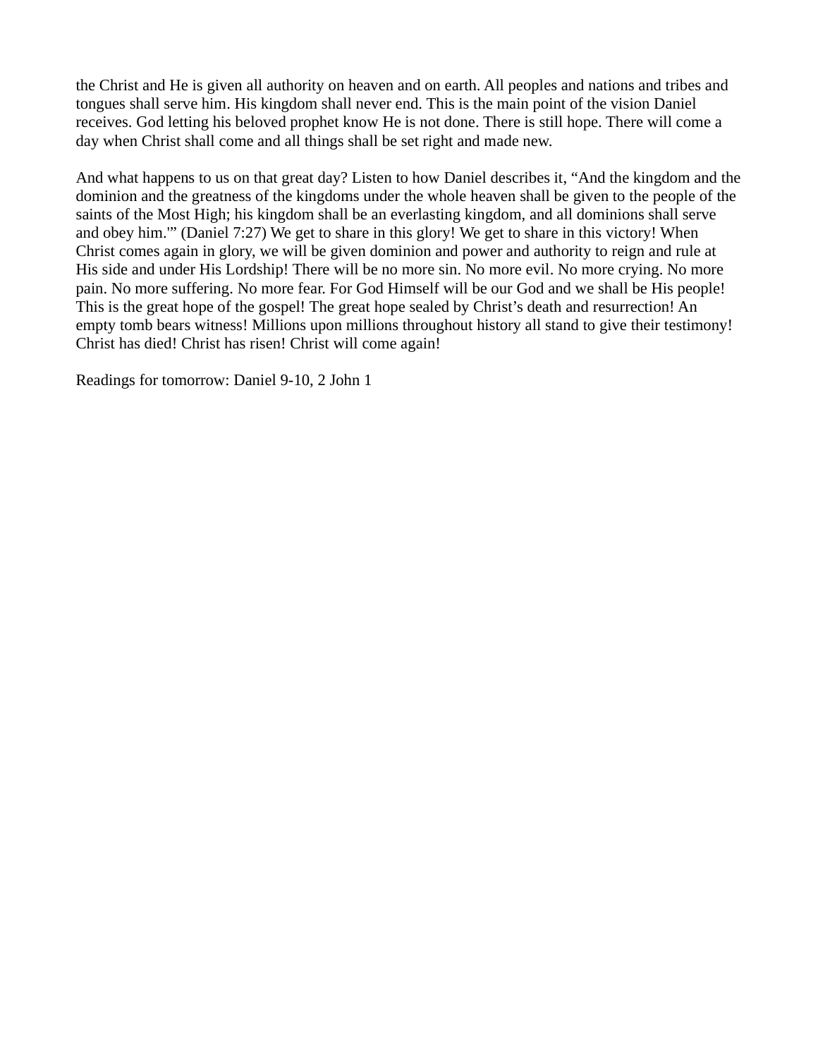the Christ and He is given all authority on heaven and on earth. All peoples and nations and tribes and tongues shall serve him. His kingdom shall never end. This is the main point of the vision Daniel receives. God letting his beloved prophet know He is not done. There is still hope. There will come a day when Christ shall come and all things shall be set right and made new.

And what happens to us on that great day? Listen to how Daniel describes it, “And the kingdom and the dominion and the greatness of the kingdoms under the whole heaven shall be given to the people of the saints of the Most High; his kingdom shall be an everlasting kingdom, and all dominions shall serve and obey him.'” (Daniel 7:27) We get to share in this glory! We get to share in this victory! When Christ comes again in glory, we will be given dominion and power and authority to reign and rule at His side and under His Lordship! There will be no more sin. No more evil. No more crying. No more pain. No more suffering. No more fear. For God Himself will be our God and we shall be His people! This is the great hope of the gospel! The great hope sealed by Christ’s death and resurrection! An empty tomb bears witness! Millions upon millions throughout history all stand to give their testimony! Christ has died! Christ has risen! Christ will come again!

Readings for tomorrow: Daniel 9-10, 2 John 1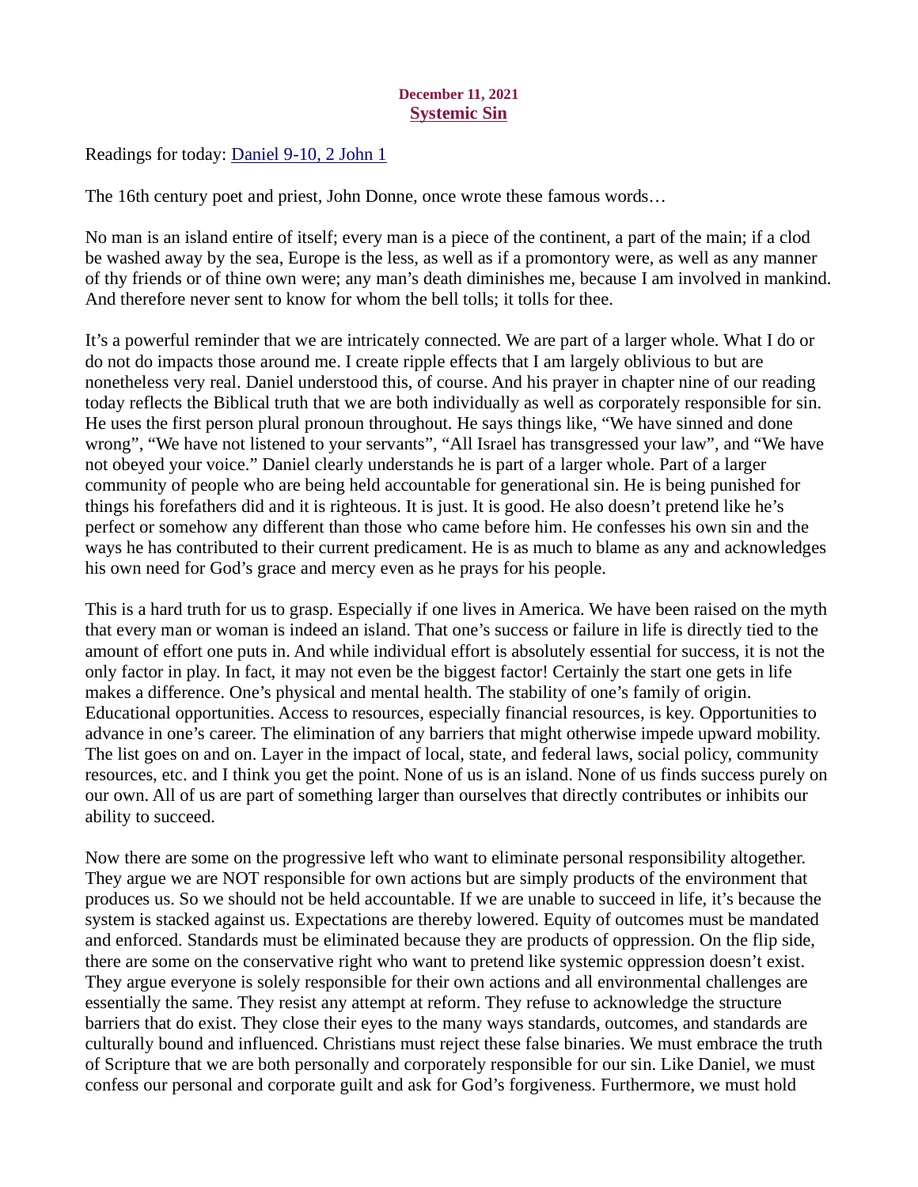**December 11, 2021**
**Systemic Sin**

Readings for today: Daniel 9-10, 2 John 1

The 16th century poet and priest, John Donne, once wrote these famous words…

No man is an island entire of itself; every man is a piece of the continent, a part of the main; if a clod be washed away by the sea, Europe is the less, as well as if a promontory were, as well as any manner of thy friends or of thine own were; any man's death diminishes me, because I am involved in mankind. And therefore never sent to know for whom the bell tolls; it tolls for thee.

It's a powerful reminder that we are intricately connected. We are part of a larger whole. What I do or do not do impacts those around me. I create ripple effects that I am largely oblivious to but are nonetheless very real. Daniel understood this, of course. And his prayer in chapter nine of our reading today reflects the Biblical truth that we are both individually as well as corporately responsible for sin. He uses the first person plural pronoun throughout. He says things like, "We have sinned and done wrong", "We have not listened to your servants", "All Israel has transgressed your law", and "We have not obeyed your voice." Daniel clearly understands he is part of a larger whole. Part of a larger community of people who are being held accountable for generational sin. He is being punished for things his forefathers did and it is righteous. It is just. It is good. He also doesn't pretend like he's perfect or somehow any different than those who came before him. He confesses his own sin and the ways he has contributed to their current predicament. He is as much to blame as any and acknowledges his own need for God's grace and mercy even as he prays for his people.

This is a hard truth for us to grasp. Especially if one lives in America. We have been raised on the myth that every man or woman is indeed an island. That one's success or failure in life is directly tied to the amount of effort one puts in. And while individual effort is absolutely essential for success, it is not the only factor in play. In fact, it may not even be the biggest factor! Certainly the start one gets in life makes a difference. One's physical and mental health. The stability of one's family of origin. Educational opportunities. Access to resources, especially financial resources, is key. Opportunities to advance in one's career. The elimination of any barriers that might otherwise impede upward mobility. The list goes on and on. Layer in the impact of local, state, and federal laws, social policy, community resources, etc. and I think you get the point. None of us is an island. None of us finds success purely on our own. All of us are part of something larger than ourselves that directly contributes or inhibits our ability to succeed.

Now there are some on the progressive left who want to eliminate personal responsibility altogether. They argue we are NOT responsible for own actions but are simply products of the environment that produces us. So we should not be held accountable. If we are unable to succeed in life, it's because the system is stacked against us. Expectations are thereby lowered. Equity of outcomes must be mandated and enforced. Standards must be eliminated because they are products of oppression. On the flip side, there are some on the conservative right who want to pretend like systemic oppression doesn't exist. They argue everyone is solely responsible for their own actions and all environmental challenges are essentially the same. They resist any attempt at reform. They refuse to acknowledge the structure barriers that do exist. They close their eyes to the many ways standards, outcomes, and standards are culturally bound and influenced. Christians must reject these false binaries. We must embrace the truth of Scripture that we are both personally and corporately responsible for our sin. Like Daniel, we must confess our personal and corporate guilt and ask for God's forgiveness. Furthermore, we must hold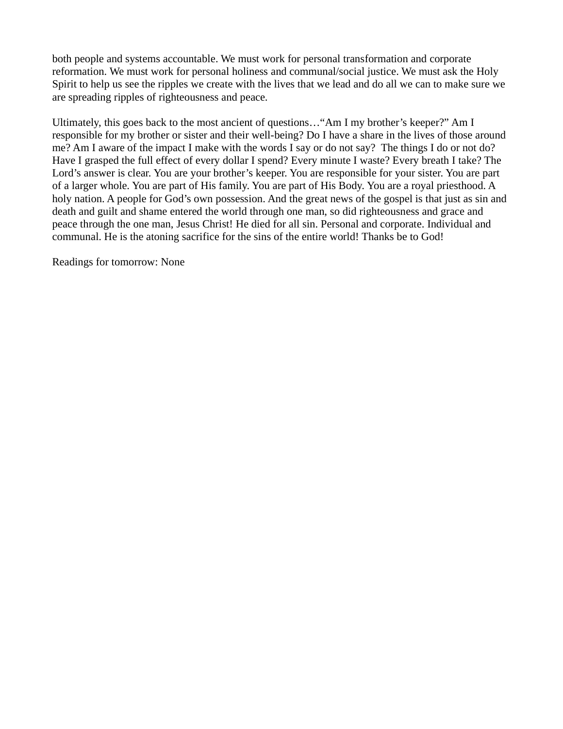both people and systems accountable. We must work for personal transformation and corporate reformation. We must work for personal holiness and communal/social justice. We must ask the Holy Spirit to help us see the ripples we create with the lives that we lead and do all we can to make sure we are spreading ripples of righteousness and peace.

Ultimately, this goes back to the most ancient of questions…“Am I my brother’s keeper?” Am I responsible for my brother or sister and their well-being? Do I have a share in the lives of those around me? Am I aware of the impact I make with the words I say or do not say?  The things I do or not do? Have I grasped the full effect of every dollar I spend? Every minute I waste? Every breath I take? The Lord’s answer is clear. You are your brother’s keeper. You are responsible for your sister. You are part of a larger whole. You are part of His family. You are part of His Body. You are a royal priesthood. A holy nation. A people for God’s own possession. And the great news of the gospel is that just as sin and death and guilt and shame entered the world through one man, so did righteousness and grace and peace through the one man, Jesus Christ! He died for all sin. Personal and corporate. Individual and communal. He is the atoning sacrifice for the sins of the entire world! Thanks be to God!

Readings for tomorrow: None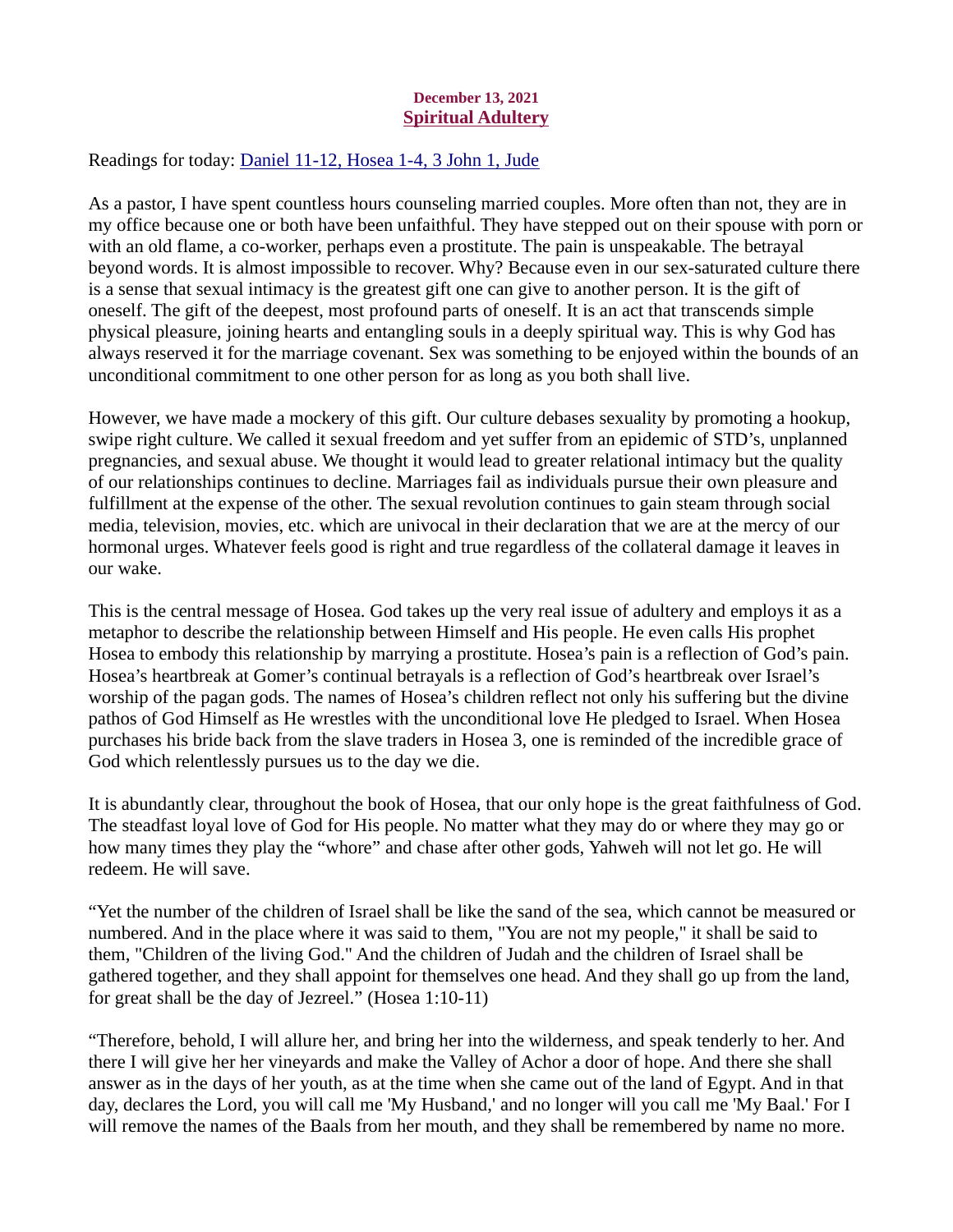December 13, 2021

## Spiritual Adultery

Readings for today: Daniel 11-12, Hosea 1-4, 3 John 1, Jude

As a pastor, I have spent countless hours counseling married couples. More often than not, they are in my office because one or both have been unfaithful. They have stepped out on their spouse with porn or with an old flame, a co-worker, perhaps even a prostitute. The pain is unspeakable. The betrayal beyond words. It is almost impossible to recover. Why? Because even in our sex-saturated culture there is a sense that sexual intimacy is the greatest gift one can give to another person. It is the gift of oneself. The gift of the deepest, most profound parts of oneself. It is an act that transcends simple physical pleasure, joining hearts and entangling souls in a deeply spiritual way. This is why God has always reserved it for the marriage covenant. Sex was something to be enjoyed within the bounds of an unconditional commitment to one other person for as long as you both shall live.

However, we have made a mockery of this gift. Our culture debases sexuality by promoting a hookup, swipe right culture. We called it sexual freedom and yet suffer from an epidemic of STD's, unplanned pregnancies, and sexual abuse. We thought it would lead to greater relational intimacy but the quality of our relationships continues to decline. Marriages fail as individuals pursue their own pleasure and fulfillment at the expense of the other. The sexual revolution continues to gain steam through social media, television, movies, etc. which are univocal in their declaration that we are at the mercy of our hormonal urges. Whatever feels good is right and true regardless of the collateral damage it leaves in our wake.

This is the central message of Hosea. God takes up the very real issue of adultery and employs it as a metaphor to describe the relationship between Himself and His people. He even calls His prophet Hosea to embody this relationship by marrying a prostitute. Hosea's pain is a reflection of God's pain. Hosea's heartbreak at Gomer's continual betrayals is a reflection of God's heartbreak over Israel's worship of the pagan gods. The names of Hosea's children reflect not only his suffering but the divine pathos of God Himself as He wrestles with the unconditional love He pledged to Israel. When Hosea purchases his bride back from the slave traders in Hosea 3, one is reminded of the incredible grace of God which relentlessly pursues us to the day we die.

It is abundantly clear, throughout the book of Hosea, that our only hope is the great faithfulness of God. The steadfast loyal love of God for His people. No matter what they may do or where they may go or how many times they play the "whore" and chase after other gods, Yahweh will not let go. He will redeem. He will save.

"Yet the number of the children of Israel shall be like the sand of the sea, which cannot be measured or numbered. And in the place where it was said to them, "You are not my people," it shall be said to them, "Children of the living God." And the children of Judah and the children of Israel shall be gathered together, and they shall appoint for themselves one head. And they shall go up from the land, for great shall be the day of Jezreel." (Hosea 1:10-11)

"Therefore, behold, I will allure her, and bring her into the wilderness, and speak tenderly to her. And there I will give her her vineyards and make the Valley of Achor a door of hope. And there she shall answer as in the days of her youth, as at the time when she came out of the land of Egypt. And in that day, declares the Lord, you will call me 'My Husband,' and no longer will you call me 'My Baal.' For I will remove the names of the Baals from her mouth, and they shall be remembered by name no more.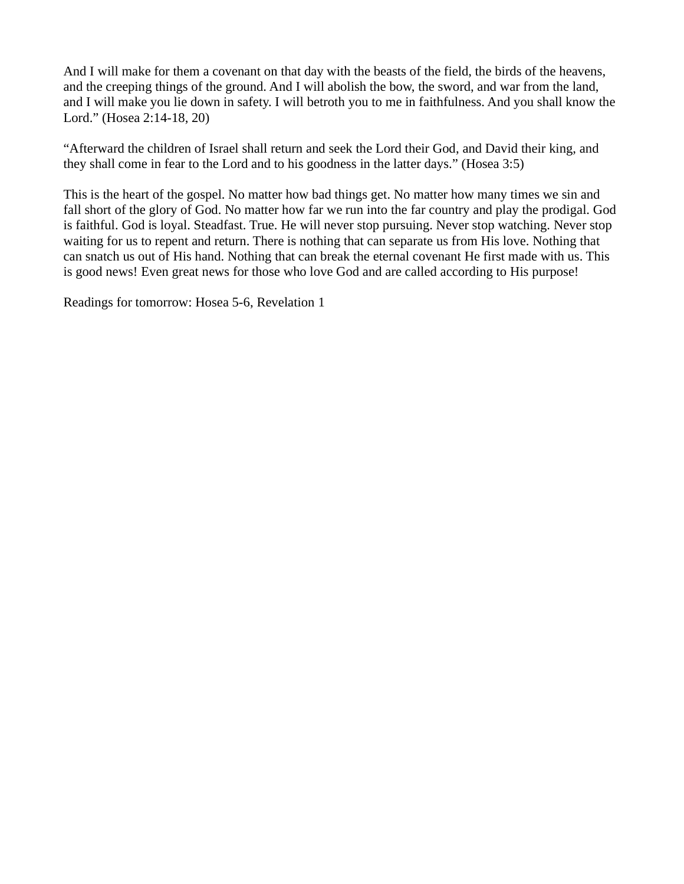And I will make for them a covenant on that day with the beasts of the field, the birds of the heavens, and the creeping things of the ground. And I will abolish the bow, the sword, and war from the land, and I will make you lie down in safety. I will betroth you to me in faithfulness. And you shall know the Lord." (Hosea 2:14-18, 20)

"Afterward the children of Israel shall return and seek the Lord their God, and David their king, and they shall come in fear to the Lord and to his goodness in the latter days." (Hosea 3:5)

This is the heart of the gospel. No matter how bad things get. No matter how many times we sin and fall short of the glory of God. No matter how far we run into the far country and play the prodigal. God is faithful. God is loyal. Steadfast. True. He will never stop pursuing. Never stop watching. Never stop waiting for us to repent and return. There is nothing that can separate us from His love. Nothing that can snatch us out of His hand. Nothing that can break the eternal covenant He first made with us. This is good news! Even great news for those who love God and are called according to His purpose!

Readings for tomorrow: Hosea 5-6, Revelation 1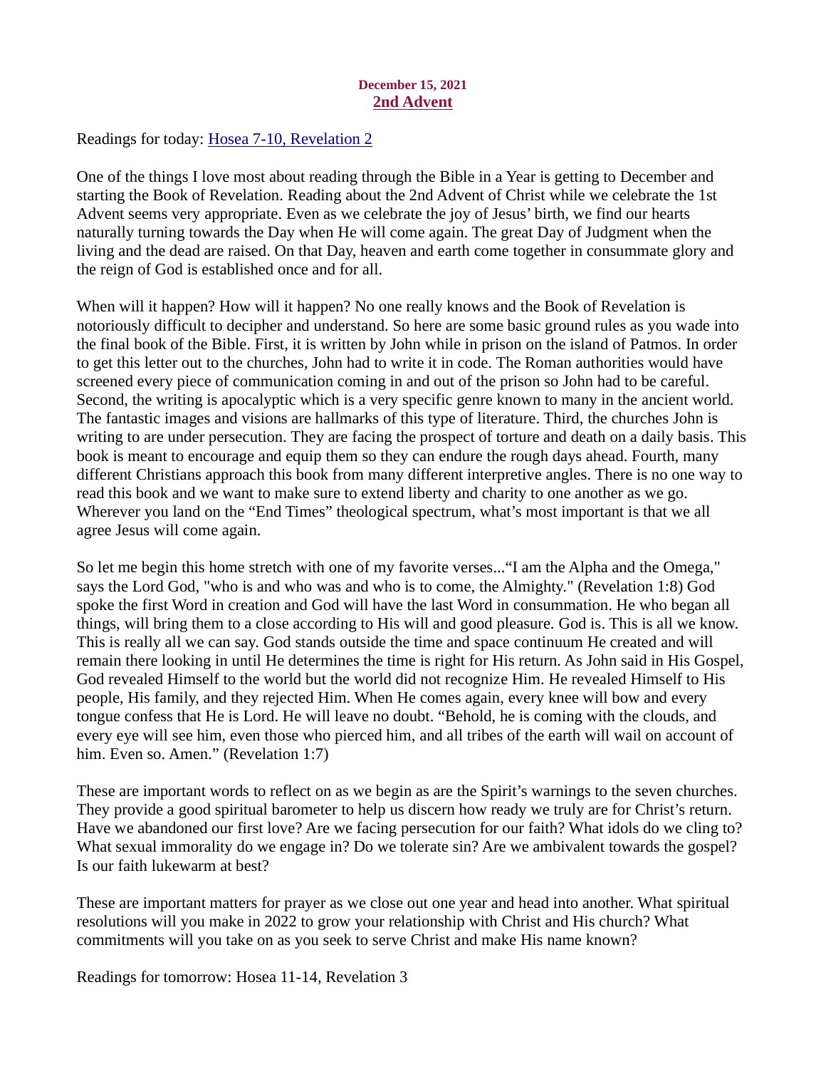**December 15, 2021**

## 2nd Advent

Readings for today: Hosea 7-10, Revelation 2

One of the things I love most about reading through the Bible in a Year is getting to December and starting the Book of Revelation. Reading about the 2nd Advent of Christ while we celebrate the 1st Advent seems very appropriate. Even as we celebrate the joy of Jesus' birth, we find our hearts naturally turning towards the Day when He will come again. The great Day of Judgment when the living and the dead are raised. On that Day, heaven and earth come together in consummate glory and the reign of God is established once and for all.

When will it happen? How will it happen? No one really knows and the Book of Revelation is notoriously difficult to decipher and understand. So here are some basic ground rules as you wade into the final book of the Bible. First, it is written by John while in prison on the island of Patmos. In order to get this letter out to the churches, John had to write it in code. The Roman authorities would have screened every piece of communication coming in and out of the prison so John had to be careful. Second, the writing is apocalyptic which is a very specific genre known to many in the ancient world. The fantastic images and visions are hallmarks of this type of literature. Third, the churches John is writing to are under persecution. They are facing the prospect of torture and death on a daily basis. This book is meant to encourage and equip them so they can endure the rough days ahead. Fourth, many different Christians approach this book from many different interpretive angles. There is no one way to read this book and we want to make sure to extend liberty and charity to one another as we go. Wherever you land on the "End Times" theological spectrum, what's most important is that we all agree Jesus will come again.

So let me begin this home stretch with one of my favorite verses..."I am the Alpha and the Omega," says the Lord God, "who is and who was and who is to come, the Almighty." (Revelation 1:8) God spoke the first Word in creation and God will have the last Word in consummation. He who began all things, will bring them to a close according to His will and good pleasure. God is. This is all we know. This is really all we can say. God stands outside the time and space continuum He created and will remain there looking in until He determines the time is right for His return. As John said in His Gospel, God revealed Himself to the world but the world did not recognize Him. He revealed Himself to His people, His family, and they rejected Him. When He comes again, every knee will bow and every tongue confess that He is Lord. He will leave no doubt. "Behold, he is coming with the clouds, and every eye will see him, even those who pierced him, and all tribes of the earth will wail on account of him. Even so. Amen." (Revelation 1:7)

These are important words to reflect on as we begin as are the Spirit's warnings to the seven churches. They provide a good spiritual barometer to help us discern how ready we truly are for Christ's return. Have we abandoned our first love? Are we facing persecution for our faith? What idols do we cling to? What sexual immorality do we engage in? Do we tolerate sin? Are we ambivalent towards the gospel? Is our faith lukewarm at best?

These are important matters for prayer as we close out one year and head into another. What spiritual resolutions will you make in 2022 to grow your relationship with Christ and His church? What commitments will you take on as you seek to serve Christ and make His name known?

Readings for tomorrow: Hosea 11-14, Revelation 3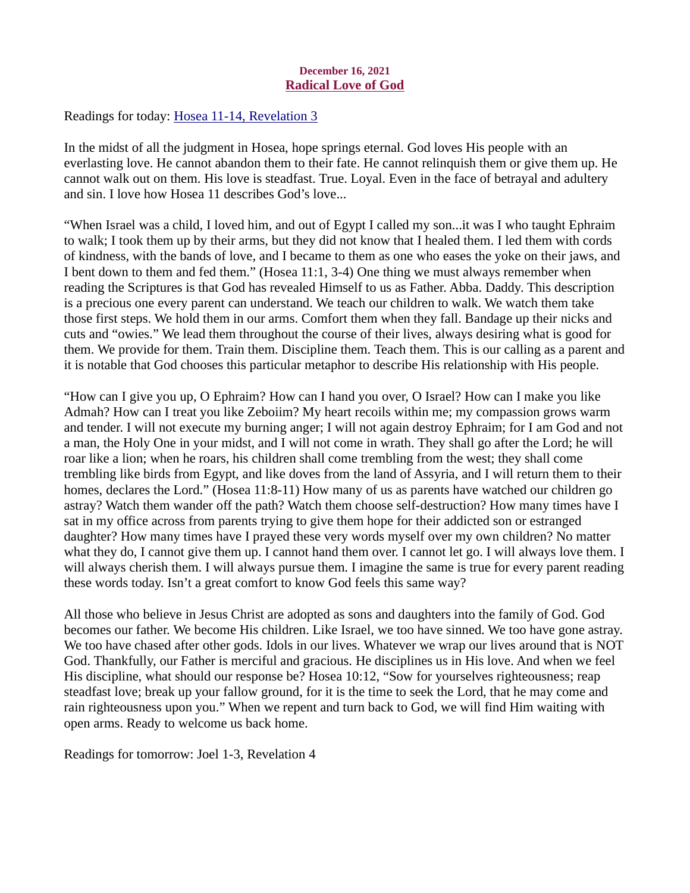**December 16, 2021**

## Radical Love of God

Readings for today: Hosea 11-14, Revelation 3

In the midst of all the judgment in Hosea, hope springs eternal. God loves His people with an everlasting love. He cannot abandon them to their fate. He cannot relinquish them or give them up. He cannot walk out on them. His love is steadfast. True. Loyal. Even in the face of betrayal and adultery and sin. I love how Hosea 11 describes God's love...

"When Israel was a child, I loved him, and out of Egypt I called my son...it was I who taught Ephraim to walk; I took them up by their arms, but they did not know that I healed them. I led them with cords of kindness, with the bands of love, and I became to them as one who eases the yoke on their jaws, and I bent down to them and fed them." (Hosea 11:1, 3-4) One thing we must always remember when reading the Scriptures is that God has revealed Himself to us as Father. Abba. Daddy. This description is a precious one every parent can understand. We teach our children to walk. We watch them take those first steps. We hold them in our arms. Comfort them when they fall. Bandage up their nicks and cuts and "owies." We lead them throughout the course of their lives, always desiring what is good for them. We provide for them. Train them. Discipline them. Teach them. This is our calling as a parent and it is notable that God chooses this particular metaphor to describe His relationship with His people.

"How can I give you up, O Ephraim? How can I hand you over, O Israel? How can I make you like Admah? How can I treat you like Zeboiim? My heart recoils within me; my compassion grows warm and tender. I will not execute my burning anger; I will not again destroy Ephraim; for I am God and not a man, the Holy One in your midst, and I will not come in wrath. They shall go after the Lord; he will roar like a lion; when he roars, his children shall come trembling from the west; they shall come trembling like birds from Egypt, and like doves from the land of Assyria, and I will return them to their homes, declares the Lord." (Hosea 11:8-11) How many of us as parents have watched our children go astray? Watch them wander off the path? Watch them choose self-destruction? How many times have I sat in my office across from parents trying to give them hope for their addicted son or estranged daughter? How many times have I prayed these very words myself over my own children? No matter what they do, I cannot give them up. I cannot hand them over. I cannot let go. I will always love them. I will always cherish them. I will always pursue them. I imagine the same is true for every parent reading these words today. Isn't a great comfort to know God feels this same way?

All those who believe in Jesus Christ are adopted as sons and daughters into the family of God. God becomes our father. We become His children. Like Israel, we too have sinned. We too have gone astray. We too have chased after other gods. Idols in our lives. Whatever we wrap our lives around that is NOT God. Thankfully, our Father is merciful and gracious. He disciplines us in His love. And when we feel His discipline, what should our response be? Hosea 10:12, "Sow for yourselves righteousness; reap steadfast love; break up your fallow ground, for it is the time to seek the Lord, that he may come and rain righteousness upon you." When we repent and turn back to God, we will find Him waiting with open arms. Ready to welcome us back home.

Readings for tomorrow: Joel 1-3, Revelation 4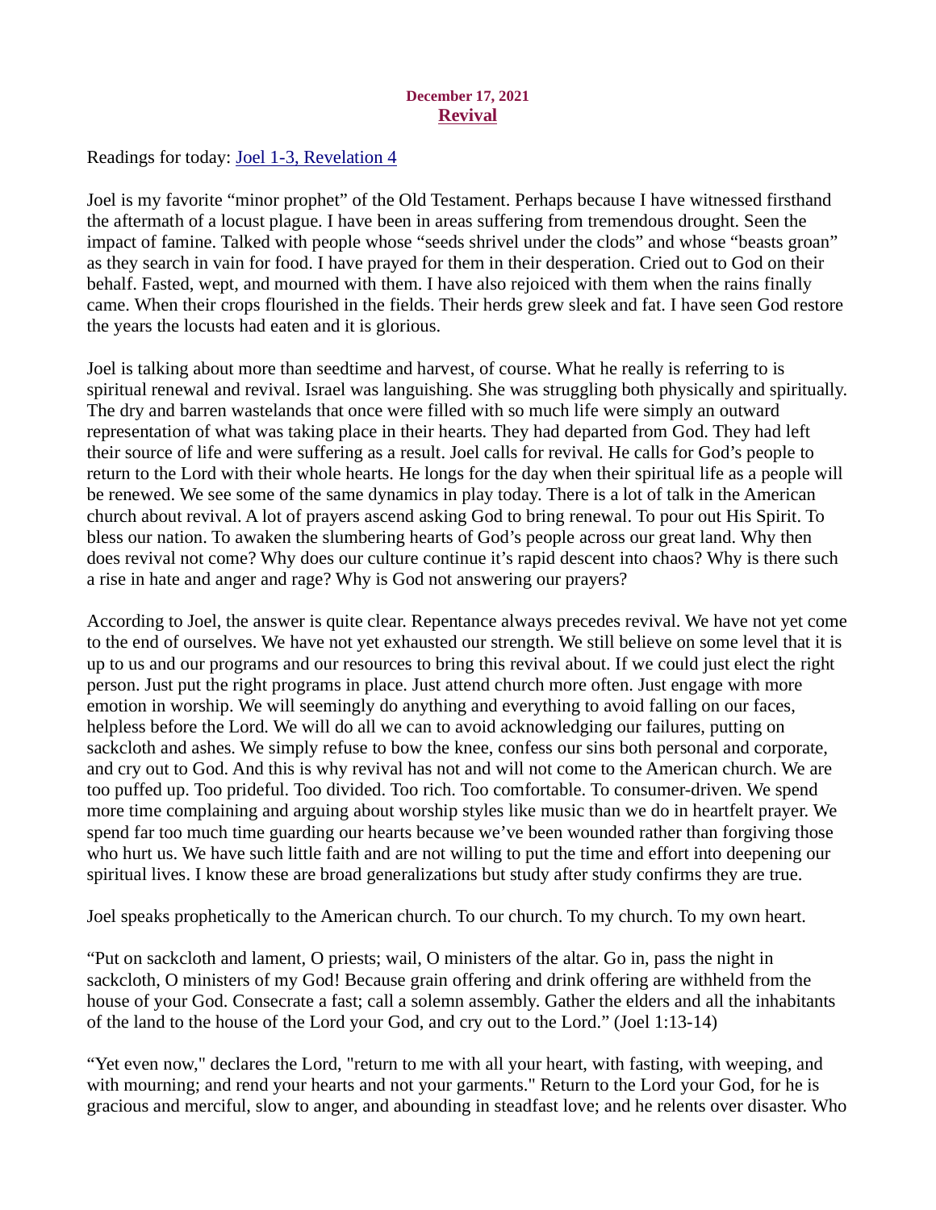**December 17, 2021**
## Revival

Readings for today: [Joel 1-3, Revelation 4]

Joel is my favorite "minor prophet" of the Old Testament. Perhaps because I have witnessed firsthand the aftermath of a locust plague. I have been in areas suffering from tremendous drought. Seen the impact of famine. Talked with people whose "seeds shrivel under the clods" and whose "beasts groan" as they search in vain for food. I have prayed for them in their desperation. Cried out to God on their behalf. Fasted, wept, and mourned with them. I have also rejoiced with them when the rains finally came. When their crops flourished in the fields. Their herds grew sleek and fat. I have seen God restore the years the locusts had eaten and it is glorious.

Joel is talking about more than seedtime and harvest, of course. What he really is referring to is spiritual renewal and revival. Israel was languishing. She was struggling both physically and spiritually. The dry and barren wastelands that once were filled with so much life were simply an outward representation of what was taking place in their hearts. They had departed from God. They had left their source of life and were suffering as a result. Joel calls for revival. He calls for God's people to return to the Lord with their whole hearts. He longs for the day when their spiritual life as a people will be renewed. We see some of the same dynamics in play today. There is a lot of talk in the American church about revival. A lot of prayers ascend asking God to bring renewal. To pour out His Spirit. To bless our nation. To awaken the slumbering hearts of God's people across our great land. Why then does revival not come? Why does our culture continue it's rapid descent into chaos? Why is there such a rise in hate and anger and rage? Why is God not answering our prayers?

According to Joel, the answer is quite clear. Repentance always precedes revival. We have not yet come to the end of ourselves. We have not yet exhausted our strength. We still believe on some level that it is up to us and our programs and our resources to bring this revival about. If we could just elect the right person. Just put the right programs in place. Just attend church more often. Just engage with more emotion in worship. We will seemingly do anything and everything to avoid falling on our faces, helpless before the Lord. We will do all we can to avoid acknowledging our failures, putting on sackcloth and ashes. We simply refuse to bow the knee, confess our sins both personal and corporate, and cry out to God. And this is why revival has not and will not come to the American church. We are too puffed up. Too prideful. Too divided. Too rich. Too comfortable. To consumer-driven. We spend more time complaining and arguing about worship styles like music than we do in heartfelt prayer. We spend far too much time guarding our hearts because we've been wounded rather than forgiving those who hurt us. We have such little faith and are not willing to put the time and effort into deepening our spiritual lives. I know these are broad generalizations but study after study confirms they are true.

Joel speaks prophetically to the American church. To our church. To my church. To my own heart.

"Put on sackcloth and lament, O priests; wail, O ministers of the altar. Go in, pass the night in sackcloth, O ministers of my God! Because grain offering and drink offering are withheld from the house of your God. Consecrate a fast; call a solemn assembly. Gather the elders and all the inhabitants of the land to the house of the Lord your God, and cry out to the Lord." (Joel 1:13-14)

"Yet even now," declares the Lord, "return to me with all your heart, with fasting, with weeping, and with mourning; and rend your hearts and not your garments." Return to the Lord your God, for he is gracious and merciful, slow to anger, and abounding in steadfast love; and he relents over disaster. Who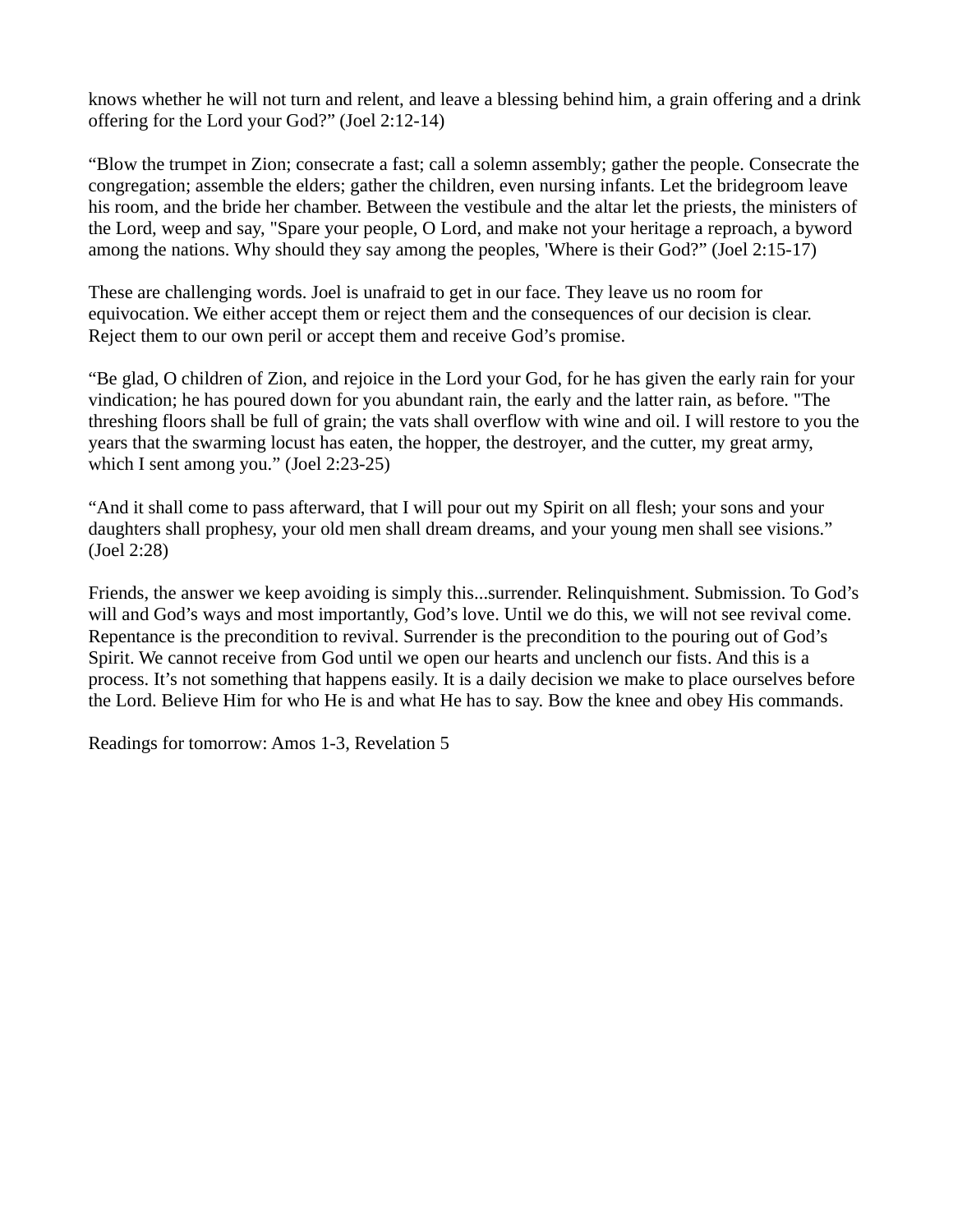knows whether he will not turn and relent, and leave a blessing behind him, a grain offering and a drink offering for the Lord your God?” (Joel 2:12-14)

“Blow the trumpet in Zion; consecrate a fast; call a solemn assembly; gather the people. Consecrate the congregation; assemble the elders; gather the children, even nursing infants. Let the bridegroom leave his room, and the bride her chamber. Between the vestibule and the altar let the priests, the ministers of the Lord, weep and say, "Spare your people, O Lord, and make not your heritage a reproach, a byword among the nations. Why should they say among the peoples, 'Where is their God?” (Joel 2:15-17)

These are challenging words. Joel is unafraid to get in our face. They leave us no room for equivocation. We either accept them or reject them and the consequences of our decision is clear. Reject them to our own peril or accept them and receive God’s promise.

“Be glad, O children of Zion, and rejoice in the Lord your God, for he has given the early rain for your vindication; he has poured down for you abundant rain, the early and the latter rain, as before. "The threshing floors shall be full of grain; the vats shall overflow with wine and oil. I will restore to you the years that the swarming locust has eaten, the hopper, the destroyer, and the cutter, my great army, which I sent among you.” (Joel 2:23-25)

“And it shall come to pass afterward, that I will pour out my Spirit on all flesh; your sons and your daughters shall prophesy, your old men shall dream dreams, and your young men shall see visions.” (Joel 2:28)

Friends, the answer we keep avoiding is simply this...surrender. Relinquishment. Submission. To God’s will and God’s ways and most importantly, God’s love. Until we do this, we will not see revival come. Repentance is the precondition to revival. Surrender is the precondition to the pouring out of God’s Spirit. We cannot receive from God until we open our hearts and unclench our fists. And this is a process. It’s not something that happens easily. It is a daily decision we make to place ourselves before the Lord. Believe Him for who He is and what He has to say. Bow the knee and obey His commands.

Readings for tomorrow: Amos 1-3, Revelation 5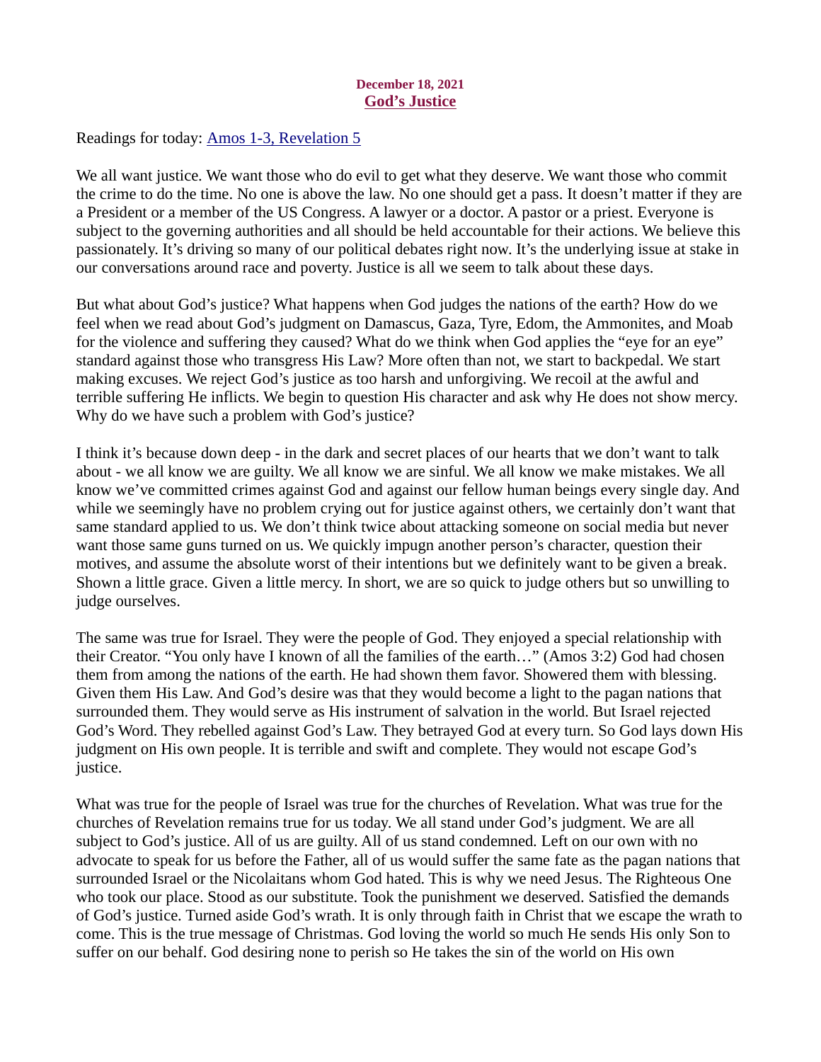**December 18, 2021**
## God's Justice

Readings for today: Amos 1-3, Revelation 5

We all want justice. We want those who do evil to get what they deserve. We want those who commit the crime to do the time. No one is above the law. No one should get a pass. It doesn't matter if they are a President or a member of the US Congress. A lawyer or a doctor. A pastor or a priest. Everyone is subject to the governing authorities and all should be held accountable for their actions. We believe this passionately. It's driving so many of our political debates right now. It's the underlying issue at stake in our conversations around race and poverty. Justice is all we seem to talk about these days.

But what about God's justice? What happens when God judges the nations of the earth? How do we feel when we read about God's judgment on Damascus, Gaza, Tyre, Edom, the Ammonites, and Moab for the violence and suffering they caused? What do we think when God applies the "eye for an eye" standard against those who transgress His Law? More often than not, we start to backpedal. We start making excuses. We reject God's justice as too harsh and unforgiving. We recoil at the awful and terrible suffering He inflicts. We begin to question His character and ask why He does not show mercy. Why do we have such a problem with God's justice?

I think it's because down deep - in the dark and secret places of our hearts that we don't want to talk about - we all know we are guilty. We all know we are sinful. We all know we make mistakes. We all know we've committed crimes against God and against our fellow human beings every single day. And while we seemingly have no problem crying out for justice against others, we certainly don't want that same standard applied to us. We don't think twice about attacking someone on social media but never want those same guns turned on us. We quickly impugn another person's character, question their motives, and assume the absolute worst of their intentions but we definitely want to be given a break. Shown a little grace. Given a little mercy. In short, we are so quick to judge others but so unwilling to judge ourselves.

The same was true for Israel. They were the people of God. They enjoyed a special relationship with their Creator. "You only have I known of all the families of the earth…" (Amos 3:2) God had chosen them from among the nations of the earth. He had shown them favor. Showered them with blessing. Given them His Law. And God's desire was that they would become a light to the pagan nations that surrounded them. They would serve as His instrument of salvation in the world. But Israel rejected God's Word. They rebelled against God's Law. They betrayed God at every turn. So God lays down His judgment on His own people. It is terrible and swift and complete. They would not escape God's justice.

What was true for the people of Israel was true for the churches of Revelation. What was true for the churches of Revelation remains true for us today. We all stand under God's judgment. We are all subject to God's justice. All of us are guilty. All of us stand condemned. Left on our own with no advocate to speak for us before the Father, all of us would suffer the same fate as the pagan nations that surrounded Israel or the Nicolaitans whom God hated. This is why we need Jesus. The Righteous One who took our place. Stood as our substitute. Took the punishment we deserved. Satisfied the demands of God's justice. Turned aside God's wrath. It is only through faith in Christ that we escape the wrath to come. This is the true message of Christmas. God loving the world so much He sends His only Son to suffer on our behalf. God desiring none to perish so He takes the sin of the world on His own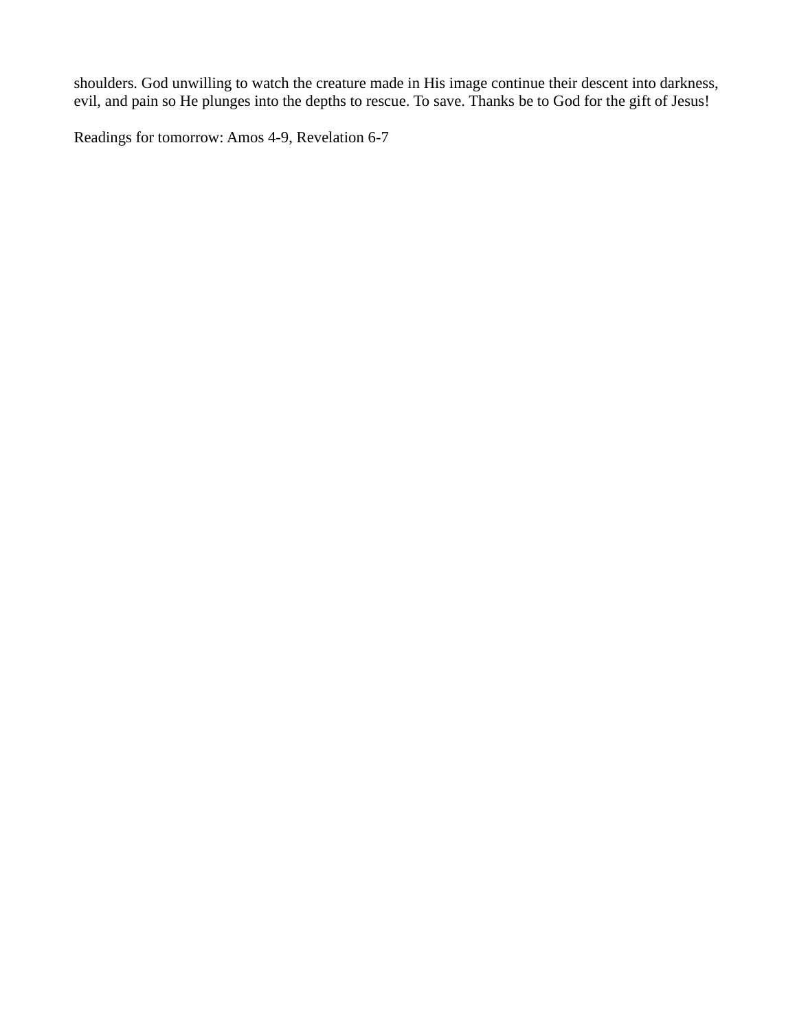shoulders. God unwilling to watch the creature made in His image continue their descent into darkness, evil, and pain so He plunges into the depths to rescue. To save. Thanks be to God for the gift of Jesus!

Readings for tomorrow: Amos 4-9, Revelation 6-7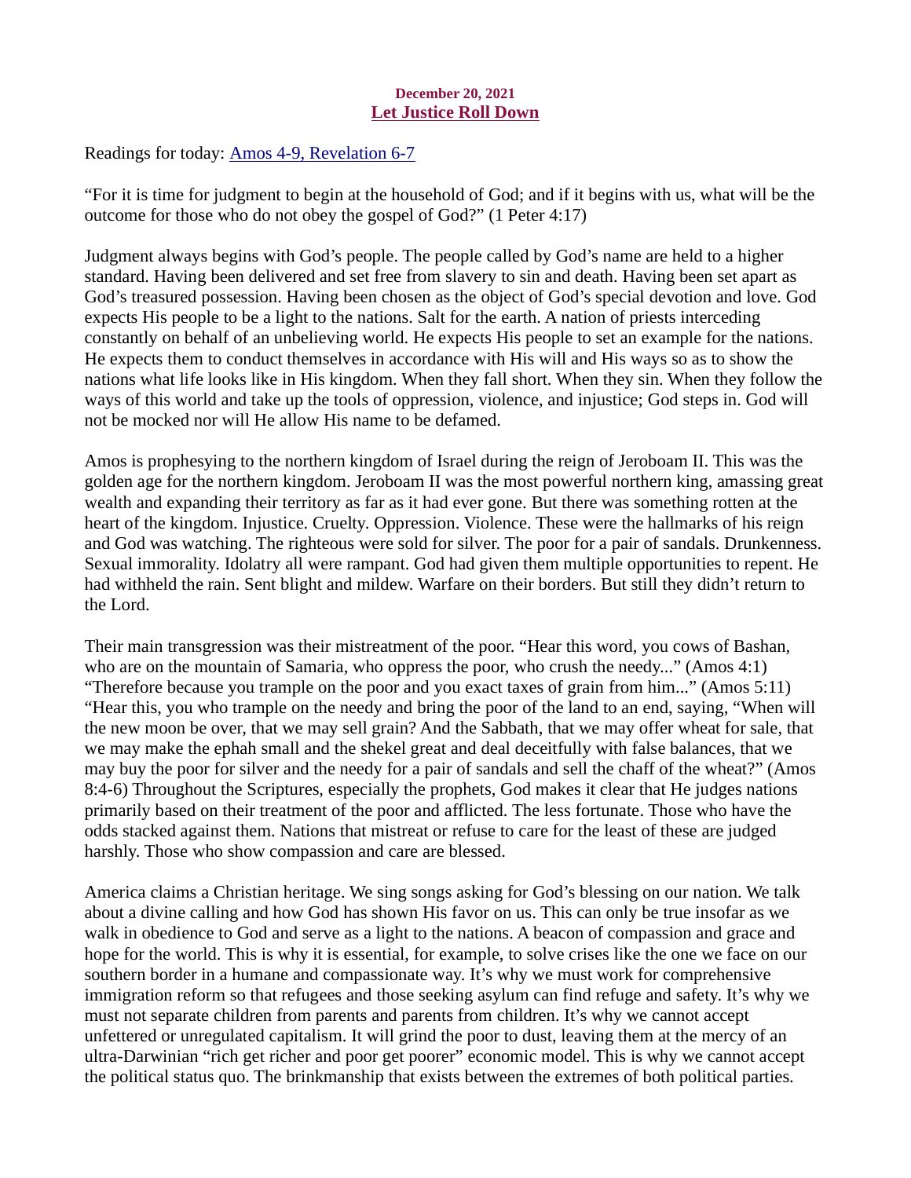**December 20, 2021**

## Let Justice Roll Down

Readings for today: Amos 4-9, Revelation 6-7

“For it is time for judgment to begin at the household of God; and if it begins with us, what will be the outcome for those who do not obey the gospel of God?” (1 Peter 4:17)

Judgment always begins with God’s people. The people called by God’s name are held to a higher standard. Having been delivered and set free from slavery to sin and death. Having been set apart as God’s treasured possession. Having been chosen as the object of God’s special devotion and love. God expects His people to be a light to the nations. Salt for the earth. A nation of priests interceding constantly on behalf of an unbelieving world. He expects His people to set an example for the nations. He expects them to conduct themselves in accordance with His will and His ways so as to show the nations what life looks like in His kingdom. When they fall short. When they sin. When they follow the ways of this world and take up the tools of oppression, violence, and injustice; God steps in. God will not be mocked nor will He allow His name to be defamed.

Amos is prophesying to the northern kingdom of Israel during the reign of Jeroboam II. This was the golden age for the northern kingdom. Jeroboam II was the most powerful northern king, amassing great wealth and expanding their territory as far as it had ever gone. But there was something rotten at the heart of the kingdom. Injustice. Cruelty. Oppression. Violence. These were the hallmarks of his reign and God was watching. The righteous were sold for silver. The poor for a pair of sandals. Drunkenness. Sexual immorality. Idolatry all were rampant. God had given them multiple opportunities to repent. He had withheld the rain. Sent blight and mildew. Warfare on their borders. But still they didn’t return to the Lord.

Their main transgression was their mistreatment of the poor. “Hear this word, you cows of Bashan, who are on the mountain of Samaria, who oppress the poor, who crush the needy...” (Amos 4:1) “Therefore because you trample on the poor and you exact taxes of grain from him...” (Amos 5:11) “Hear this, you who trample on the needy and bring the poor of the land to an end, saying, “When will the new moon be over, that we may sell grain? And the Sabbath, that we may offer wheat for sale, that we may make the ephah small and the shekel great and deal deceitfully with false balances, that we may buy the poor for silver and the needy for a pair of sandals and sell the chaff of the wheat?” (Amos 8:4-6) Throughout the Scriptures, especially the prophets, God makes it clear that He judges nations primarily based on their treatment of the poor and afflicted. The less fortunate. Those who have the odds stacked against them. Nations that mistreat or refuse to care for the least of these are judged harshly. Those who show compassion and care are blessed.

America claims a Christian heritage. We sing songs asking for God’s blessing on our nation. We talk about a divine calling and how God has shown His favor on us. This can only be true insofar as we walk in obedience to God and serve as a light to the nations. A beacon of compassion and grace and hope for the world. This is why it is essential, for example, to solve crises like the one we face on our southern border in a humane and compassionate way. It’s why we must work for comprehensive immigration reform so that refugees and those seeking asylum can find refuge and safety. It’s why we must not separate children from parents and parents from children. It’s why we cannot accept unfettered or unregulated capitalism. It will grind the poor to dust, leaving them at the mercy of an ultra-Darwinian “rich get richer and poor get poorer” economic model. This is why we cannot accept the political status quo. The brinkmanship that exists between the extremes of both political parties.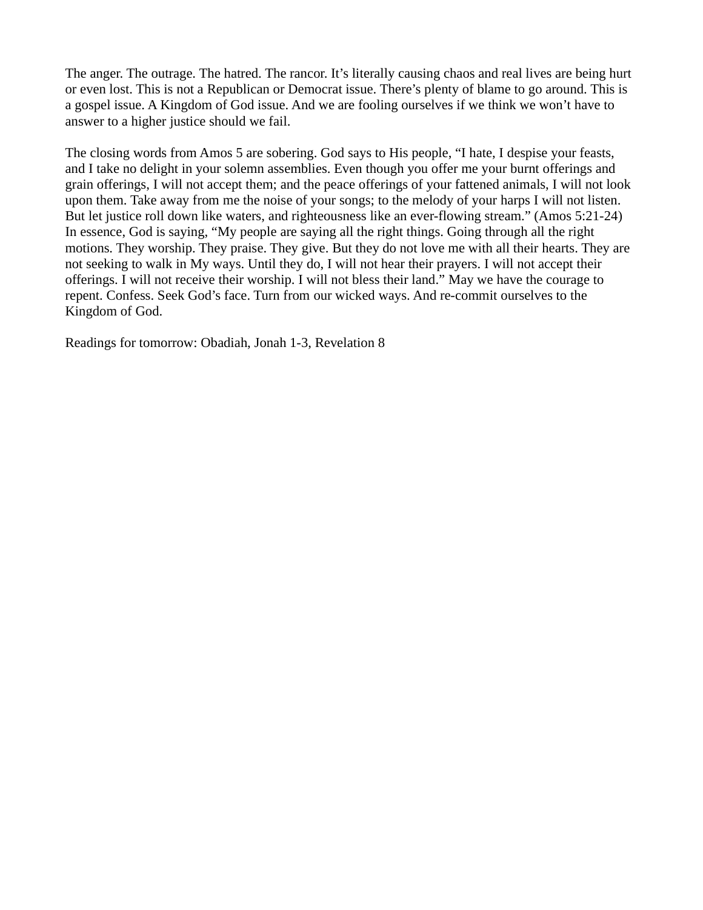The anger. The outrage. The hatred. The rancor. It's literally causing chaos and real lives are being hurt or even lost. This is not a Republican or Democrat issue. There's plenty of blame to go around. This is a gospel issue. A Kingdom of God issue. And we are fooling ourselves if we think we won't have to answer to a higher justice should we fail.

The closing words from Amos 5 are sobering. God says to His people, "I hate, I despise your feasts, and I take no delight in your solemn assemblies. Even though you offer me your burnt offerings and grain offerings, I will not accept them; and the peace offerings of your fattened animals, I will not look upon them. Take away from me the noise of your songs; to the melody of your harps I will not listen. But let justice roll down like waters, and righteousness like an ever-flowing stream." (Amos 5:21-24) In essence, God is saying, "My people are saying all the right things. Going through all the right motions. They worship. They praise. They give. But they do not love me with all their hearts. They are not seeking to walk in My ways. Until they do, I will not hear their prayers. I will not accept their offerings. I will not receive their worship. I will not bless their land." May we have the courage to repent. Confess. Seek God's face. Turn from our wicked ways. And re-commit ourselves to the Kingdom of God.

Readings for tomorrow: Obadiah, Jonah 1-3, Revelation 8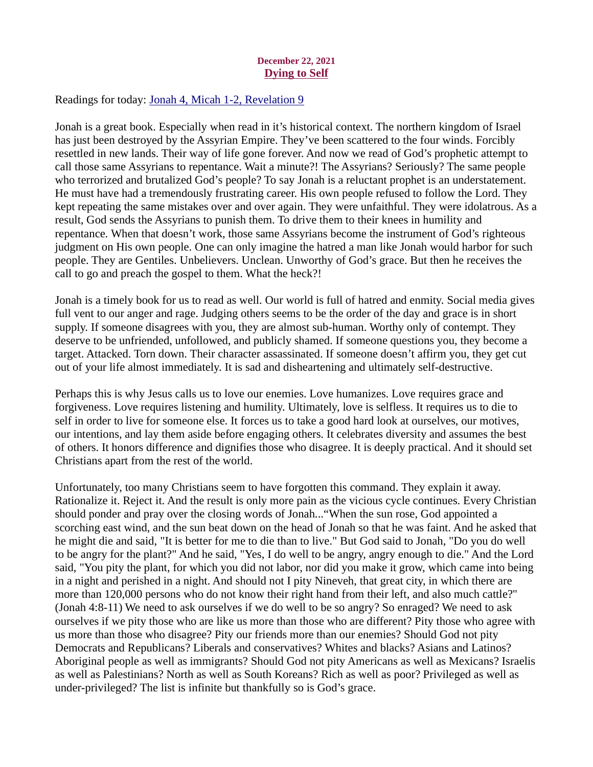December 22, 2021

## Dying to Self

Readings for today: Jonah 4, Micah 1-2, Revelation 9

Jonah is a great book. Especially when read in it's historical context. The northern kingdom of Israel has just been destroyed by the Assyrian Empire. They've been scattered to the four winds. Forcibly resettled in new lands. Their way of life gone forever. And now we read of God's prophetic attempt to call those same Assyrians to repentance. Wait a minute?! The Assyrians? Seriously? The same people who terrorized and brutalized God's people? To say Jonah is a reluctant prophet is an understatement. He must have had a tremendously frustrating career. His own people refused to follow the Lord. They kept repeating the same mistakes over and over again. They were unfaithful. They were idolatrous. As a result, God sends the Assyrians to punish them. To drive them to their knees in humility and repentance. When that doesn't work, those same Assyrians become the instrument of God's righteous judgment on His own people. One can only imagine the hatred a man like Jonah would harbor for such people. They are Gentiles. Unbelievers. Unclean. Unworthy of God's grace. But then he receives the call to go and preach the gospel to them. What the heck?!

Jonah is a timely book for us to read as well. Our world is full of hatred and enmity. Social media gives full vent to our anger and rage. Judging others seems to be the order of the day and grace is in short supply. If someone disagrees with you, they are almost sub-human. Worthy only of contempt. They deserve to be unfriended, unfollowed, and publicly shamed. If someone questions you, they become a target. Attacked. Torn down. Their character assassinated. If someone doesn't affirm you, they get cut out of your life almost immediately. It is sad and disheartening and ultimately self-destructive.

Perhaps this is why Jesus calls us to love our enemies. Love humanizes. Love requires grace and forgiveness. Love requires listening and humility. Ultimately, love is selfless. It requires us to die to self in order to live for someone else. It forces us to take a good hard look at ourselves, our motives, our intentions, and lay them aside before engaging others. It celebrates diversity and assumes the best of others. It honors difference and dignifies those who disagree. It is deeply practical. And it should set Christians apart from the rest of the world.

Unfortunately, too many Christians seem to have forgotten this command. They explain it away. Rationalize it. Reject it. And the result is only more pain as the vicious cycle continues. Every Christian should ponder and pray over the closing words of Jonah..."When the sun rose, God appointed a scorching east wind, and the sun beat down on the head of Jonah so that he was faint. And he asked that he might die and said, "It is better for me to die than to live." But God said to Jonah, "Do you do well to be angry for the plant?" And he said, "Yes, I do well to be angry, angry enough to die." And the Lord said, "You pity the plant, for which you did not labor, nor did you make it grow, which came into being in a night and perished in a night. And should not I pity Nineveh, that great city, in which there are more than 120,000 persons who do not know their right hand from their left, and also much cattle?" (Jonah 4:8-11) We need to ask ourselves if we do well to be so angry? So enraged? We need to ask ourselves if we pity those who are like us more than those who are different? Pity those who agree with us more than those who disagree? Pity our friends more than our enemies? Should God not pity Democrats and Republicans? Liberals and conservatives? Whites and blacks? Asians and Latinos? Aboriginal people as well as immigrants? Should God not pity Americans as well as Mexicans? Israelis as well as Palestinians? North as well as South Koreans? Rich as well as poor? Privileged as well as under-privileged? The list is infinite but thankfully so is God's grace.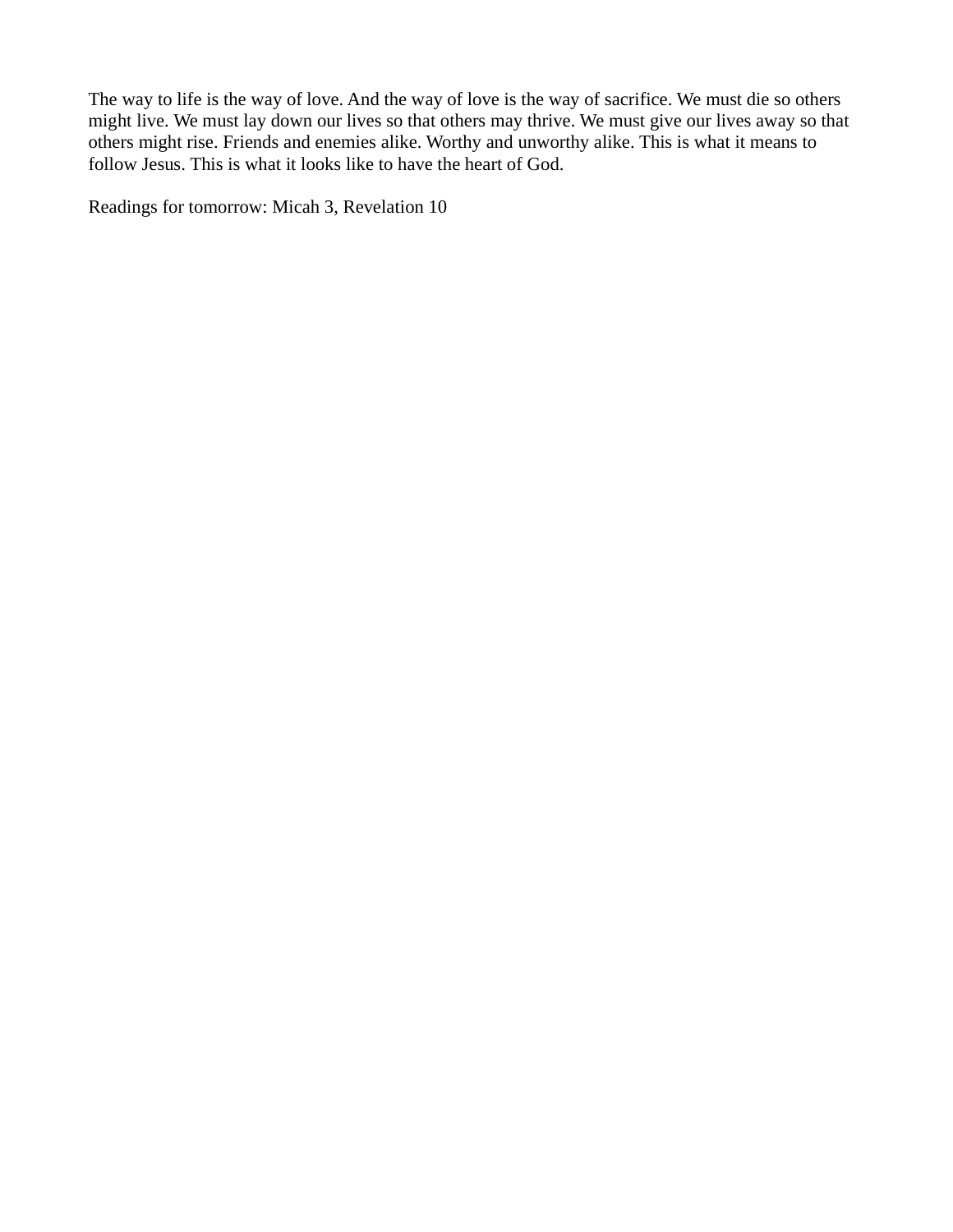The way to life is the way of love. And the way of love is the way of sacrifice. We must die so others might live. We must lay down our lives so that others may thrive. We must give our lives away so that others might rise. Friends and enemies alike. Worthy and unworthy alike. This is what it means to follow Jesus. This is what it looks like to have the heart of God.

Readings for tomorrow: Micah 3, Revelation 10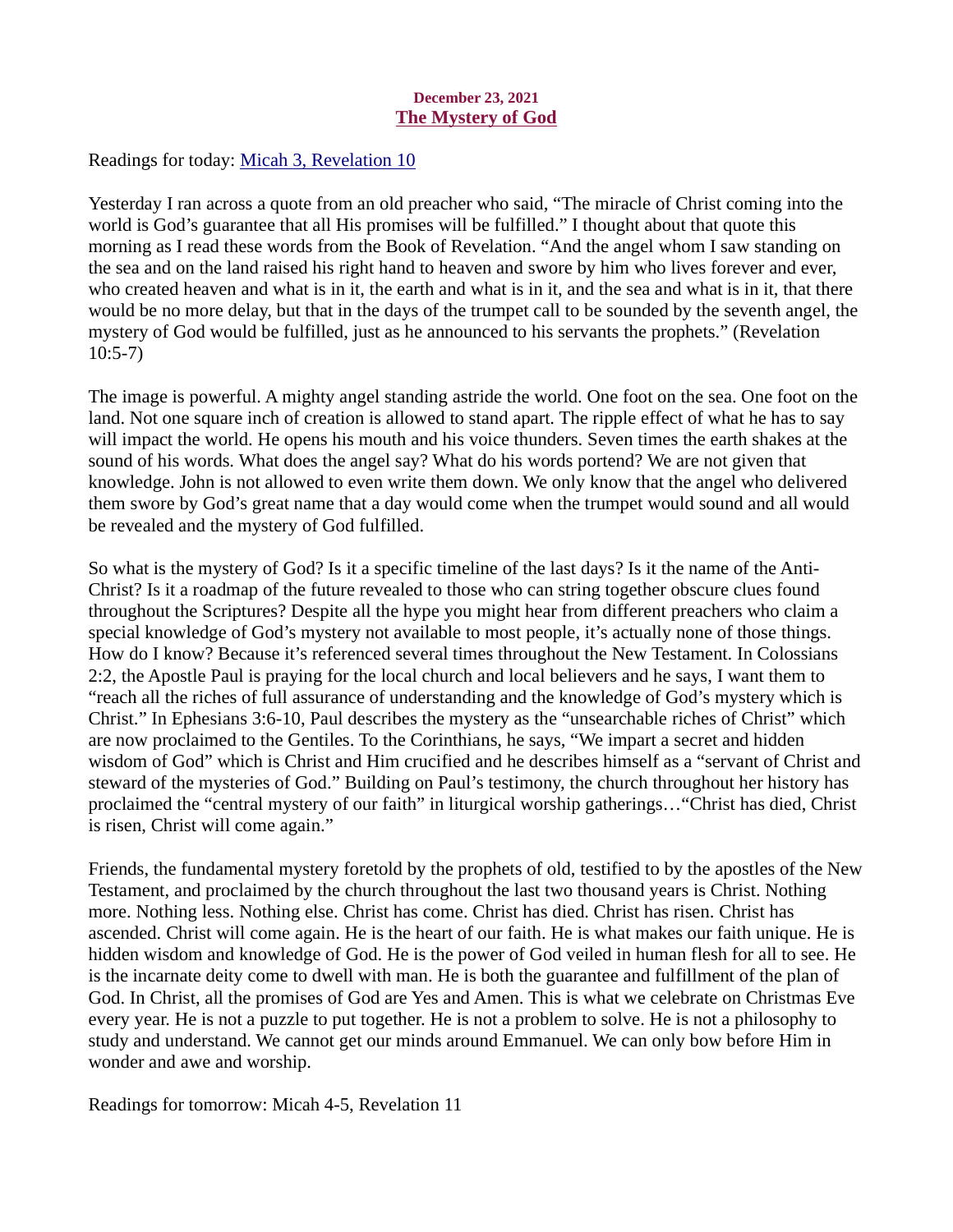**December 23, 2021**

## The Mystery of God

Readings for today: Micah 3, Revelation 10

Yesterday I ran across a quote from an old preacher who said, "The miracle of Christ coming into the world is God's guarantee that all His promises will be fulfilled." I thought about that quote this morning as I read these words from the Book of Revelation. "And the angel whom I saw standing on the sea and on the land raised his right hand to heaven and swore by him who lives forever and ever, who created heaven and what is in it, the earth and what is in it, and the sea and what is in it, that there would be no more delay, but that in the days of the trumpet call to be sounded by the seventh angel, the mystery of God would be fulfilled, just as he announced to his servants the prophets." (Revelation 10:5-7)

The image is powerful. A mighty angel standing astride the world. One foot on the sea. One foot on the land. Not one square inch of creation is allowed to stand apart. The ripple effect of what he has to say will impact the world. He opens his mouth and his voice thunders. Seven times the earth shakes at the sound of his words. What does the angel say? What do his words portend? We are not given that knowledge. John is not allowed to even write them down. We only know that the angel who delivered them swore by God's great name that a day would come when the trumpet would sound and all would be revealed and the mystery of God fulfilled.

So what is the mystery of God? Is it a specific timeline of the last days? Is it the name of the Anti-Christ? Is it a roadmap of the future revealed to those who can string together obscure clues found throughout the Scriptures? Despite all the hype you might hear from different preachers who claim a special knowledge of God's mystery not available to most people, it's actually none of those things. How do I know? Because it's referenced several times throughout the New Testament. In Colossians 2:2, the Apostle Paul is praying for the local church and local believers and he says, I want them to "reach all the riches of full assurance of understanding and the knowledge of God's mystery which is Christ." In Ephesians 3:6-10, Paul describes the mystery as the "unsearchable riches of Christ" which are now proclaimed to the Gentiles. To the Corinthians, he says, "We impart a secret and hidden wisdom of God" which is Christ and Him crucified and he describes himself as a "servant of Christ and steward of the mysteries of God." Building on Paul's testimony, the church throughout her history has proclaimed the "central mystery of our faith" in liturgical worship gatherings…"Christ has died, Christ is risen, Christ will come again."

Friends, the fundamental mystery foretold by the prophets of old, testified to by the apostles of the New Testament, and proclaimed by the church throughout the last two thousand years is Christ. Nothing more. Nothing less. Nothing else. Christ has come. Christ has died. Christ has risen. Christ has ascended. Christ will come again. He is the heart of our faith. He is what makes our faith unique. He is hidden wisdom and knowledge of God. He is the power of God veiled in human flesh for all to see. He is the incarnate deity come to dwell with man. He is both the guarantee and fulfillment of the plan of God. In Christ, all the promises of God are Yes and Amen. This is what we celebrate on Christmas Eve every year. He is not a puzzle to put together. He is not a problem to solve. He is not a philosophy to study and understand. We cannot get our minds around Emmanuel. We can only bow before Him in wonder and awe and worship.

Readings for tomorrow: Micah 4-5, Revelation 11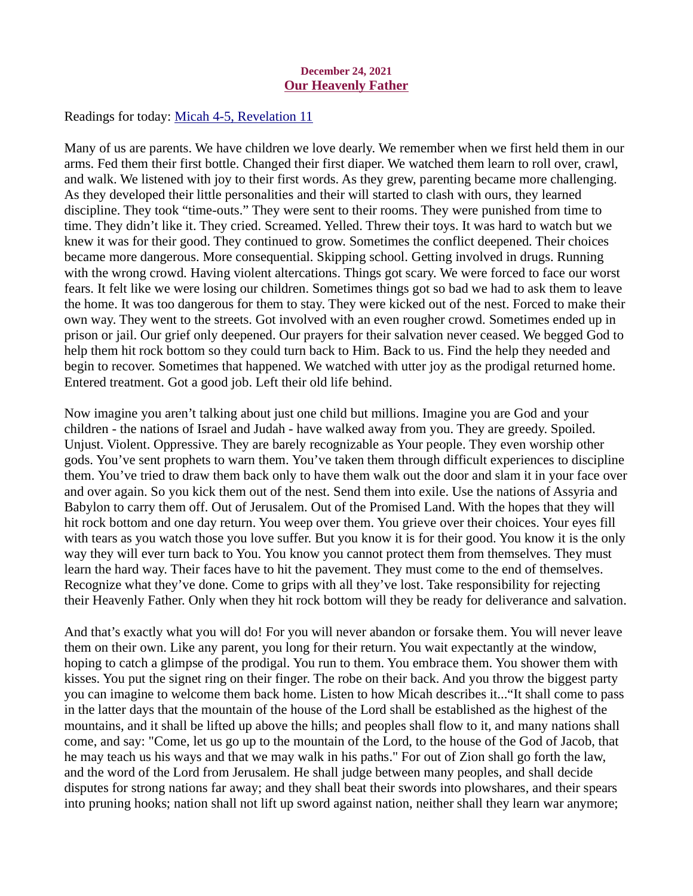**December 24, 2021**

## Our Heavenly Father

Readings for today: [Micah 4-5, Revelation 11]

Many of us are parents. We have children we love dearly. We remember when we first held them in our arms. Fed them their first bottle. Changed their first diaper. We watched them learn to roll over, crawl, and walk. We listened with joy to their first words. As they grew, parenting became more challenging. As they developed their little personalities and their will started to clash with ours, they learned discipline. They took "time-outs." They were sent to their rooms. They were punished from time to time. They didn't like it. They cried. Screamed. Yelled. Threw their toys. It was hard to watch but we knew it was for their good. They continued to grow. Sometimes the conflict deepened. Their choices became more dangerous. More consequential. Skipping school. Getting involved in drugs. Running with the wrong crowd. Having violent altercations. Things got scary. We were forced to face our worst fears. It felt like we were losing our children. Sometimes things got so bad we had to ask them to leave the home. It was too dangerous for them to stay. They were kicked out of the nest. Forced to make their own way. They went to the streets. Got involved with an even rougher crowd. Sometimes ended up in prison or jail. Our grief only deepened. Our prayers for their salvation never ceased. We begged God to help them hit rock bottom so they could turn back to Him. Back to us. Find the help they needed and begin to recover. Sometimes that happened. We watched with utter joy as the prodigal returned home. Entered treatment. Got a good job. Left their old life behind.

Now imagine you aren't talking about just one child but millions. Imagine you are God and your children - the nations of Israel and Judah - have walked away from you. They are greedy. Spoiled. Unjust. Violent. Oppressive. They are barely recognizable as Your people. They even worship other gods. You've sent prophets to warn them. You've taken them through difficult experiences to discipline them. You've tried to draw them back only to have them walk out the door and slam it in your face over and over again. So you kick them out of the nest. Send them into exile. Use the nations of Assyria and Babylon to carry them off. Out of Jerusalem. Out of the Promised Land. With the hopes that they will hit rock bottom and one day return. You weep over them. You grieve over their choices. Your eyes fill with tears as you watch those you love suffer. But you know it is for their good. You know it is the only way they will ever turn back to You. You know you cannot protect them from themselves. They must learn the hard way. Their faces have to hit the pavement. They must come to the end of themselves. Recognize what they've done. Come to grips with all they've lost. Take responsibility for rejecting their Heavenly Father. Only when they hit rock bottom will they be ready for deliverance and salvation.

And that's exactly what you will do! For you will never abandon or forsake them. You will never leave them on their own. Like any parent, you long for their return. You wait expectantly at the window, hoping to catch a glimpse of the prodigal. You run to them. You embrace them. You shower them with kisses. You put the signet ring on their finger. The robe on their back. And you throw the biggest party you can imagine to welcome them back home. Listen to how Micah describes it..."It shall come to pass in the latter days that the mountain of the house of the Lord shall be established as the highest of the mountains, and it shall be lifted up above the hills; and peoples shall flow to it, and many nations shall come, and say: "Come, let us go up to the mountain of the Lord, to the house of the God of Jacob, that he may teach us his ways and that we may walk in his paths." For out of Zion shall go forth the law, and the word of the Lord from Jerusalem. He shall judge between many peoples, and shall decide disputes for strong nations far away; and they shall beat their swords into plowshares, and their spears into pruning hooks; nation shall not lift up sword against nation, neither shall they learn war anymore;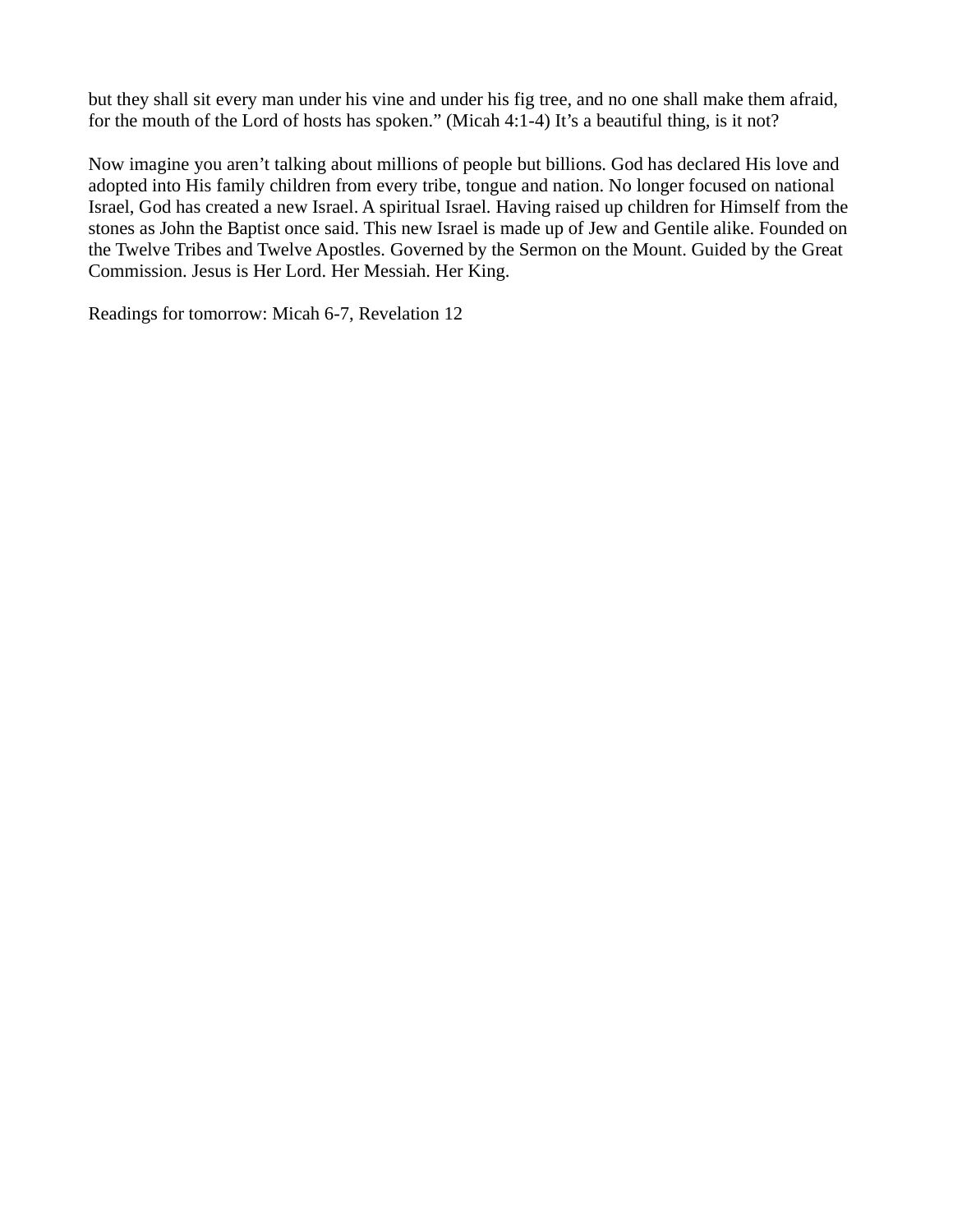but they shall sit every man under his vine and under his fig tree, and no one shall make them afraid, for the mouth of the Lord of hosts has spoken." (Micah 4:1-4) It's a beautiful thing, is it not?

Now imagine you aren't talking about millions of people but billions. God has declared His love and adopted into His family children from every tribe, tongue and nation. No longer focused on national Israel, God has created a new Israel. A spiritual Israel. Having raised up children for Himself from the stones as John the Baptist once said. This new Israel is made up of Jew and Gentile alike. Founded on the Twelve Tribes and Twelve Apostles. Governed by the Sermon on the Mount. Guided by the Great Commission. Jesus is Her Lord. Her Messiah. Her King.

Readings for tomorrow: Micah 6-7, Revelation 12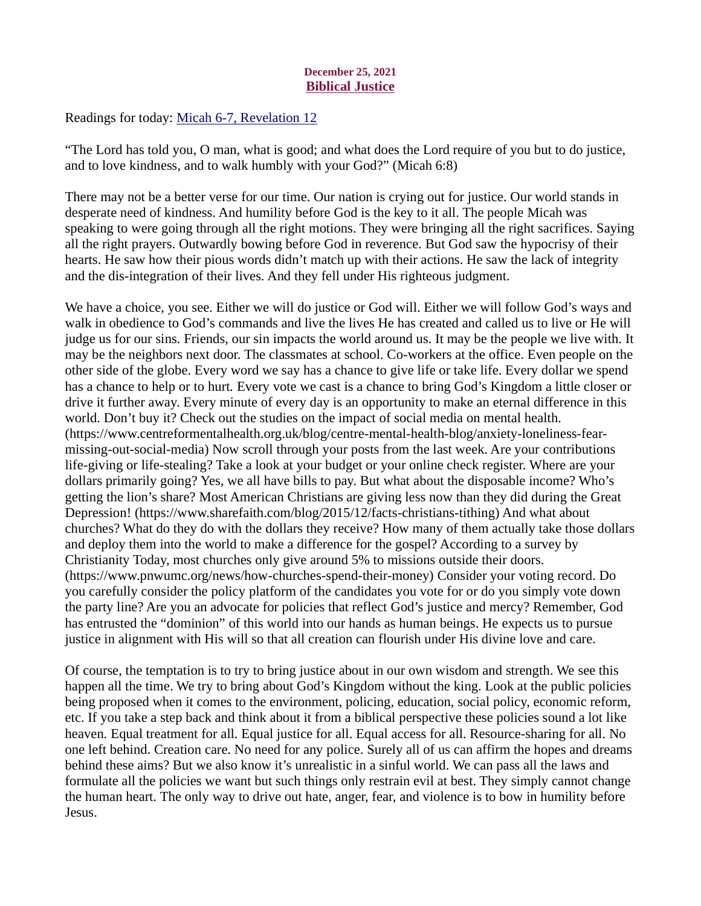**December 25, 2021**
## Biblical Justice

Readings for today: [Micah 6-7, Revelation 12]

"The Lord has told you, O man, what is good; and what does the Lord require of you but to do justice, and to love kindness, and to walk humbly with your God?" (Micah 6:8)

There may not be a better verse for our time. Our nation is crying out for justice. Our world stands in desperate need of kindness. And humility before God is the key to it all. The people Micah was speaking to were going through all the right motions. They were bringing all the right sacrifices. Saying all the right prayers. Outwardly bowing before God in reverence. But God saw the hypocrisy of their hearts. He saw how their pious words didn't match up with their actions. He saw the lack of integrity and the dis-integration of their lives. And they fell under His righteous judgment.

We have a choice, you see. Either we will do justice or God will. Either we will follow God's ways and walk in obedience to God's commands and live the lives He has created and called us to live or He will judge us for our sins. Friends, our sin impacts the world around us. It may be the people we live with. It may be the neighbors next door. The classmates at school. Co-workers at the office. Even people on the other side of the globe. Every word we say has a chance to give life or take life. Every dollar we spend has a chance to help or to hurt. Every vote we cast is a chance to bring God's Kingdom a little closer or drive it further away. Every minute of every day is an opportunity to make an eternal difference in this world. Don't buy it? Check out the studies on the impact of social media on mental health. (https://www.centreformentalhealth.org.uk/blog/centre-mental-health-blog/anxiety-loneliness-fear-missing-out-social-media) Now scroll through your posts from the last week. Are your contributions life-giving or life-stealing? Take a look at your budget or your online check register. Where are your dollars primarily going? Yes, we all have bills to pay. But what about the disposable income? Who's getting the lion's share? Most American Christians are giving less now than they did during the Great Depression! (https://www.sharefaith.com/blog/2015/12/facts-christians-tithing) And what about churches? What do they do with the dollars they receive? How many of them actually take those dollars and deploy them into the world to make a difference for the gospel? According to a survey by Christianity Today, most churches only give around 5% to missions outside their doors. (https://www.pnwumc.org/news/how-churches-spend-their-money) Consider your voting record. Do you carefully consider the policy platform of the candidates you vote for or do you simply vote down the party line? Are you an advocate for policies that reflect God's justice and mercy? Remember, God has entrusted the "dominion" of this world into our hands as human beings. He expects us to pursue justice in alignment with His will so that all creation can flourish under His divine love and care.

Of course, the temptation is to try to bring justice about in our own wisdom and strength. We see this happen all the time. We try to bring about God's Kingdom without the king. Look at the public policies being proposed when it comes to the environment, policing, education, social policy, economic reform, etc. If you take a step back and think about it from a biblical perspective these policies sound a lot like heaven. Equal treatment for all. Equal justice for all. Equal access for all. Resource-sharing for all. No one left behind. Creation care. No need for any police. Surely all of us can affirm the hopes and dreams behind these aims? But we also know it's unrealistic in a sinful world. We can pass all the laws and formulate all the policies we want but such things only restrain evil at best. They simply cannot change the human heart. The only way to drive out hate, anger, fear, and violence is to bow in humility before Jesus.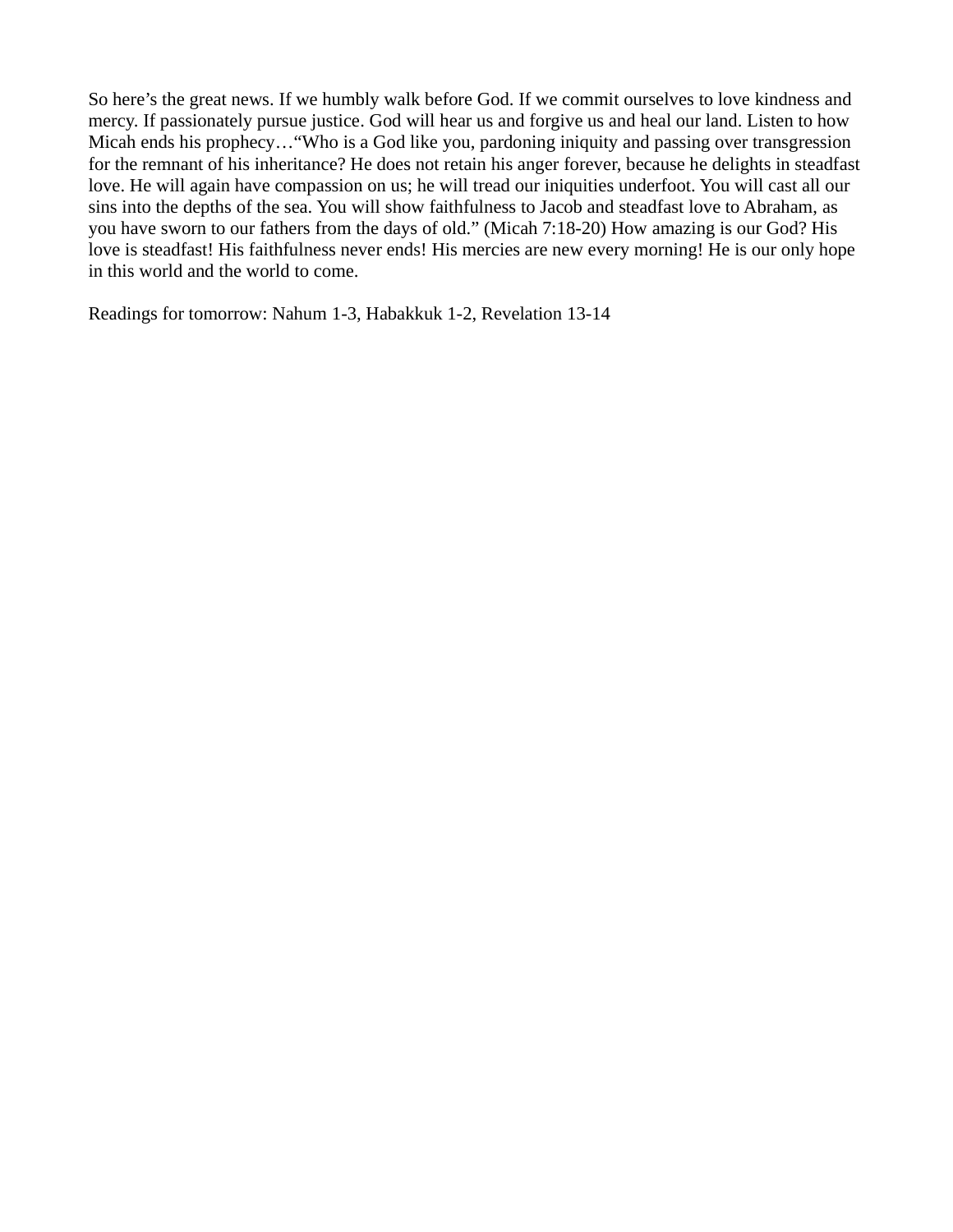So here’s the great news. If we humbly walk before God. If we commit ourselves to love kindness and mercy. If passionately pursue justice. God will hear us and forgive us and heal our land. Listen to how Micah ends his prophecy…“Who is a God like you, pardoning iniquity and passing over transgression for the remnant of his inheritance? He does not retain his anger forever, because he delights in steadfast love. He will again have compassion on us; he will tread our iniquities underfoot. You will cast all our sins into the depths of the sea. You will show faithfulness to Jacob and steadfast love to Abraham, as you have sworn to our fathers from the days of old.” (Micah 7:18-20) How amazing is our God? His love is steadfast! His faithfulness never ends! His mercies are new every morning! He is our only hope in this world and the world to come.

Readings for tomorrow: Nahum 1-3, Habakkuk 1-2, Revelation 13-14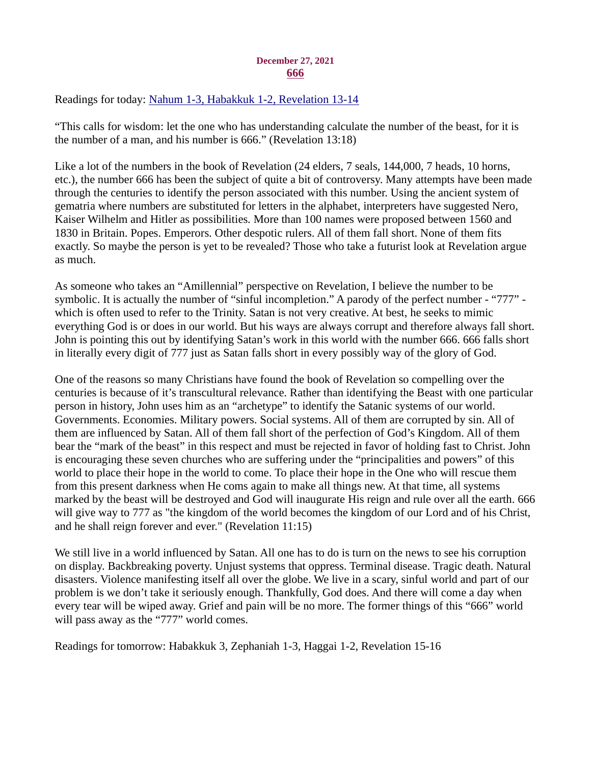**December 27, 2021**

# 666

Readings for today: [Nahum 1-3, Habakkuk 1-2, Revelation 13-14]

"This calls for wisdom: let the one who has understanding calculate the number of the beast, for it is the number of a man, and his number is 666." (Revelation 13:18)

Like a lot of the numbers in the book of Revelation (24 elders, 7 seals, 144,000, 7 heads, 10 horns, etc.), the number 666 has been the subject of quite a bit of controversy. Many attempts have been made through the centuries to identify the person associated with this number. Using the ancient system of gematria where numbers are substituted for letters in the alphabet, interpreters have suggested Nero, Kaiser Wilhelm and Hitler as possibilities. More than 100 names were proposed between 1560 and 1830 in Britain. Popes. Emperors. Other despotic rulers. All of them fall short. None of them fits exactly. So maybe the person is yet to be revealed? Those who take a futurist look at Revelation argue as much.

As someone who takes an "Amillennial" perspective on Revelation, I believe the number to be symbolic. It is actually the number of "sinful incompletion." A parody of the perfect number - "777" - which is often used to refer to the Trinity. Satan is not very creative. At best, he seeks to mimic everything God is or does in our world. But his ways are always corrupt and therefore always fall short. John is pointing this out by identifying Satan's work in this world with the number 666. 666 falls short in literally every digit of 777 just as Satan falls short in every possibly way of the glory of God.

One of the reasons so many Christians have found the book of Revelation so compelling over the centuries is because of it's transcultural relevance. Rather than identifying the Beast with one particular person in history, John uses him as an "archetype" to identify the Satanic systems of our world. Governments. Economies. Military powers. Social systems. All of them are corrupted by sin. All of them are influenced by Satan. All of them fall short of the perfection of God's Kingdom. All of them bear the "mark of the beast" in this respect and must be rejected in favor of holding fast to Christ. John is encouraging these seven churches who are suffering under the "principalities and powers" of this world to place their hope in the world to come. To place their hope in the One who will rescue them from this present darkness when He coms again to make all things new. At that time, all systems marked by the beast will be destroyed and God will inaugurate His reign and rule over all the earth. 666 will give way to 777 as "the kingdom of the world becomes the kingdom of our Lord and of his Christ, and he shall reign forever and ever." (Revelation 11:15)

We still live in a world influenced by Satan. All one has to do is turn on the news to see his corruption on display. Backbreaking poverty. Unjust systems that oppress. Terminal disease. Tragic death. Natural disasters. Violence manifesting itself all over the globe. We live in a scary, sinful world and part of our problem is we don't take it seriously enough. Thankfully, God does. And there will come a day when every tear will be wiped away. Grief and pain will be no more. The former things of this "666" world will pass away as the "777" world comes.

Readings for tomorrow: Habakkuk 3, Zephaniah 1-3, Haggai 1-2, Revelation 15-16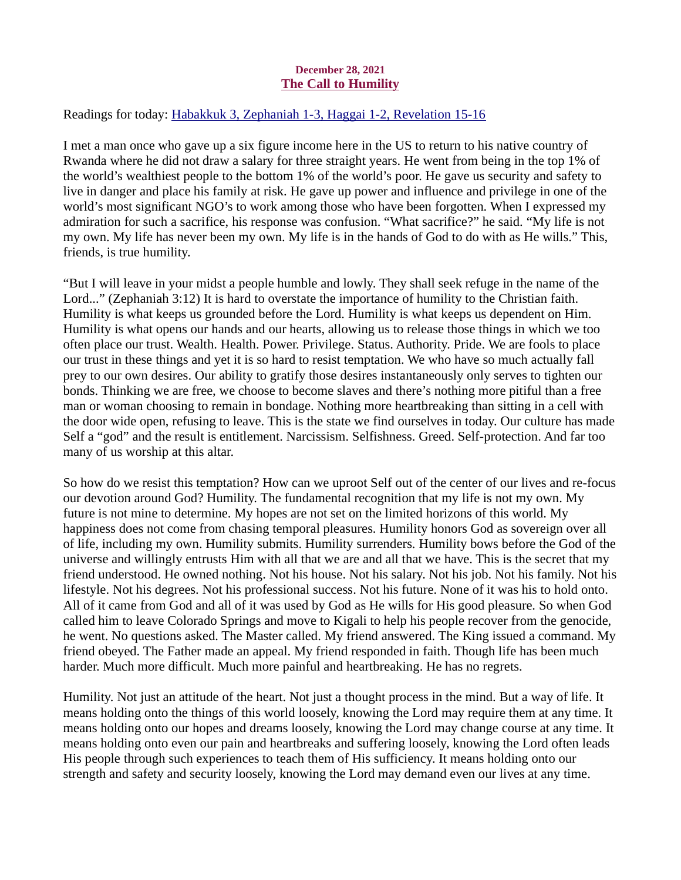**December 28, 2021**

## The Call to Humility

Readings for today: [Habakkuk 3, Zephaniah 1-3, Haggai 1-2, Revelation 15-16]()

I met a man once who gave up a six figure income here in the US to return to his native country of Rwanda where he did not draw a salary for three straight years. He went from being in the top 1% of the world's wealthiest people to the bottom 1% of the world's poor. He gave us security and safety to live in danger and place his family at risk. He gave up power and influence and privilege in one of the world's most significant NGO's to work among those who have been forgotten. When I expressed my admiration for such a sacrifice, his response was confusion. "What sacrifice?" he said. "My life is not my own. My life has never been my own. My life is in the hands of God to do with as He wills." This, friends, is true humility.

"But I will leave in your midst a people humble and lowly. They shall seek refuge in the name of the Lord..." (Zephaniah 3:12) It is hard to overstate the importance of humility to the Christian faith. Humility is what keeps us grounded before the Lord. Humility is what keeps us dependent on Him. Humility is what opens our hands and our hearts, allowing us to release those things in which we too often place our trust. Wealth. Health. Power. Privilege. Status. Authority. Pride. We are fools to place our trust in these things and yet it is so hard to resist temptation. We who have so much actually fall prey to our own desires. Our ability to gratify those desires instantaneously only serves to tighten our bonds. Thinking we are free, we choose to become slaves and there's nothing more pitiful than a free man or woman choosing to remain in bondage. Nothing more heartbreaking than sitting in a cell with the door wide open, refusing to leave. This is the state we find ourselves in today. Our culture has made Self a "god" and the result is entitlement. Narcissism. Selfishness. Greed. Self-protection. And far too many of us worship at this altar.

So how do we resist this temptation? How can we uproot Self out of the center of our lives and re-focus our devotion around God? Humility. The fundamental recognition that my life is not my own. My future is not mine to determine. My hopes are not set on the limited horizons of this world. My happiness does not come from chasing temporal pleasures. Humility honors God as sovereign over all of life, including my own. Humility submits. Humility surrenders. Humility bows before the God of the universe and willingly entrusts Him with all that we are and all that we have. This is the secret that my friend understood. He owned nothing. Not his house. Not his salary. Not his job. Not his family. Not his lifestyle. Not his degrees. Not his professional success. Not his future. None of it was his to hold onto. All of it came from God and all of it was used by God as He wills for His good pleasure. So when God called him to leave Colorado Springs and move to Kigali to help his people recover from the genocide, he went. No questions asked. The Master called. My friend answered. The King issued a command. My friend obeyed. The Father made an appeal. My friend responded in faith. Though life has been much harder. Much more difficult. Much more painful and heartbreaking. He has no regrets.

Humility. Not just an attitude of the heart. Not just a thought process in the mind. But a way of life. It means holding onto the things of this world loosely, knowing the Lord may require them at any time. It means holding onto our hopes and dreams loosely, knowing the Lord may change course at any time. It means holding onto even our pain and heartbreaks and suffering loosely, knowing the Lord often leads His people through such experiences to teach them of His sufficiency. It means holding onto our strength and safety and security loosely, knowing the Lord may demand even our lives at any time.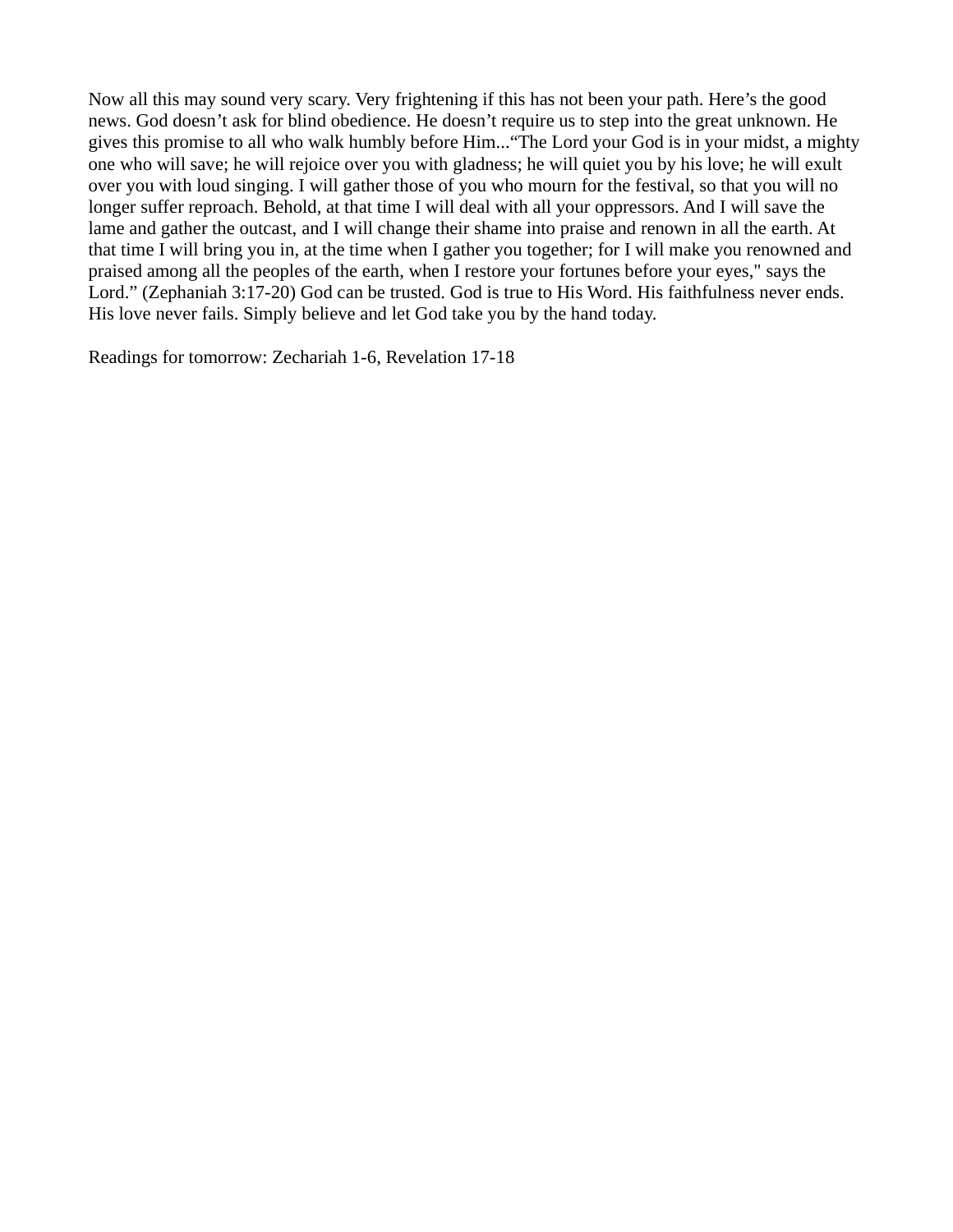Now all this may sound very scary. Very frightening if this has not been your path. Here’s the good news. God doesn’t ask for blind obedience. He doesn’t require us to step into the great unknown. He gives this promise to all who walk humbly before Him...“The Lord your God is in your midst, a mighty one who will save; he will rejoice over you with gladness; he will quiet you by his love; he will exult over you with loud singing. I will gather those of you who mourn for the festival, so that you will no longer suffer reproach. Behold, at that time I will deal with all your oppressors. And I will save the lame and gather the outcast, and I will change their shame into praise and renown in all the earth. At that time I will bring you in, at the time when I gather you together; for I will make you renowned and praised among all the peoples of the earth, when I restore your fortunes before your eyes," says the Lord.” (Zephaniah 3:17-20) God can be trusted. God is true to His Word. His faithfulness never ends. His love never fails. Simply believe and let God take you by the hand today.

Readings for tomorrow: Zechariah 1-6, Revelation 17-18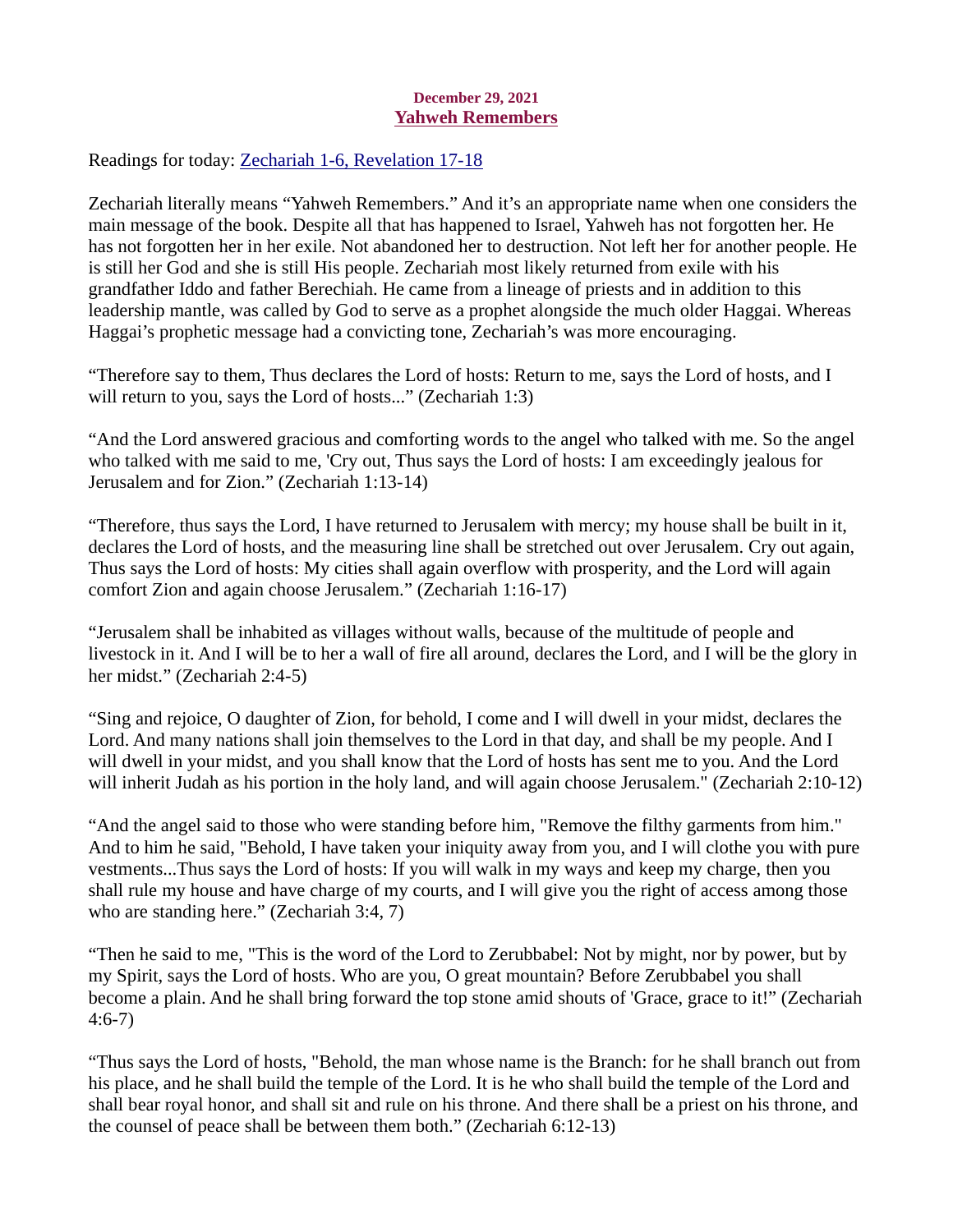**December 29, 2021**

## [Yahweh Remembers]

Readings for today: [Zechariah 1-6, Revelation 17-18]

Zechariah literally means "Yahweh Remembers." And it's an appropriate name when one considers the main message of the book. Despite all that has happened to Israel, Yahweh has not forgotten her. He has not forgotten her in her exile. Not abandoned her to destruction. Not left her for another people. He is still her God and she is still His people. Zechariah most likely returned from exile with his grandfather Iddo and father Berechiah. He came from a lineage of priests and in addition to this leadership mantle, was called by God to serve as a prophet alongside the much older Haggai. Whereas Haggai's prophetic message had a convicting tone, Zechariah's was more encouraging.

"Therefore say to them, Thus declares the Lord of hosts: Return to me, says the Lord of hosts, and I will return to you, says the Lord of hosts..." (Zechariah 1:3)

"And the Lord answered gracious and comforting words to the angel who talked with me. So the angel who talked with me said to me, 'Cry out, Thus says the Lord of hosts: I am exceedingly jealous for Jerusalem and for Zion." (Zechariah 1:13-14)

"Therefore, thus says the Lord, I have returned to Jerusalem with mercy; my house shall be built in it, declares the Lord of hosts, and the measuring line shall be stretched out over Jerusalem. Cry out again, Thus says the Lord of hosts: My cities shall again overflow with prosperity, and the Lord will again comfort Zion and again choose Jerusalem." (Zechariah 1:16-17)

"Jerusalem shall be inhabited as villages without walls, because of the multitude of people and livestock in it. And I will be to her a wall of fire all around, declares the Lord, and I will be the glory in her midst." (Zechariah 2:4-5)

"Sing and rejoice, O daughter of Zion, for behold, I come and I will dwell in your midst, declares the Lord. And many nations shall join themselves to the Lord in that day, and shall be my people. And I will dwell in your midst, and you shall know that the Lord of hosts has sent me to you. And the Lord will inherit Judah as his portion in the holy land, and will again choose Jerusalem." (Zechariah 2:10-12)

"And the angel said to those who were standing before him, "Remove the filthy garments from him." And to him he said, "Behold, I have taken your iniquity away from you, and I will clothe you with pure vestments...Thus says the Lord of hosts: If you will walk in my ways and keep my charge, then you shall rule my house and have charge of my courts, and I will give you the right of access among those who are standing here." (Zechariah 3:4, 7)

"Then he said to me, "This is the word of the Lord to Zerubbabel: Not by might, nor by power, but by my Spirit, says the Lord of hosts. Who are you, O great mountain? Before Zerubbabel you shall become a plain. And he shall bring forward the top stone amid shouts of 'Grace, grace to it!" (Zechariah 4:6-7)

"Thus says the Lord of hosts, "Behold, the man whose name is the Branch: for he shall branch out from his place, and he shall build the temple of the Lord. It is he who shall build the temple of the Lord and shall bear royal honor, and shall sit and rule on his throne. And there shall be a priest on his throne, and the counsel of peace shall be between them both." (Zechariah 6:12-13)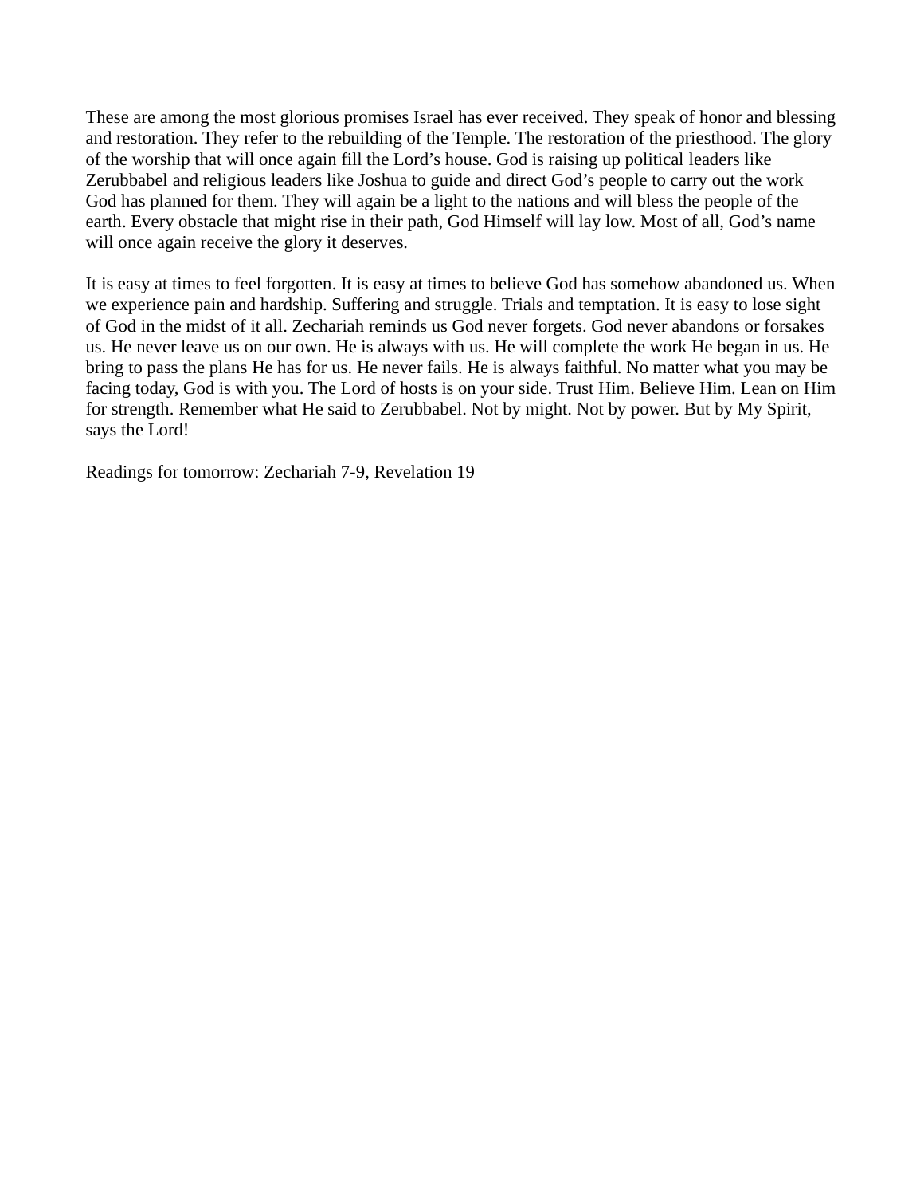These are among the most glorious promises Israel has ever received. They speak of honor and blessing and restoration. They refer to the rebuilding of the Temple. The restoration of the priesthood. The glory of the worship that will once again fill the Lord's house. God is raising up political leaders like Zerubbabel and religious leaders like Joshua to guide and direct God's people to carry out the work God has planned for them. They will again be a light to the nations and will bless the people of the earth. Every obstacle that might rise in their path, God Himself will lay low. Most of all, God's name will once again receive the glory it deserves.

It is easy at times to feel forgotten. It is easy at times to believe God has somehow abandoned us. When we experience pain and hardship. Suffering and struggle. Trials and temptation. It is easy to lose sight of God in the midst of it all. Zechariah reminds us God never forgets. God never abandons or forsakes us. He never leave us on our own. He is always with us. He will complete the work He began in us. He bring to pass the plans He has for us. He never fails. He is always faithful. No matter what you may be facing today, God is with you. The Lord of hosts is on your side. Trust Him. Believe Him. Lean on Him for strength. Remember what He said to Zerubbabel. Not by might. Not by power. But by My Spirit, says the Lord!

Readings for tomorrow: Zechariah 7-9, Revelation 19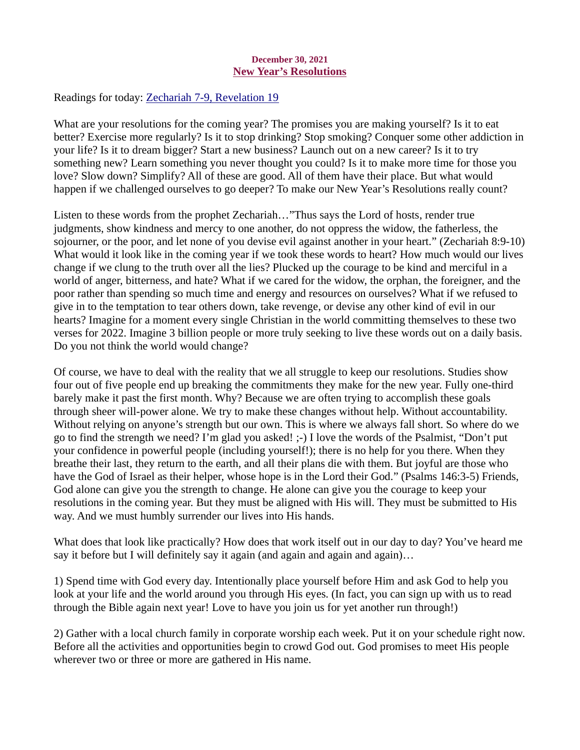**December 30, 2021**
## New Year's Resolutions

Readings for today: [Zechariah 7-9, Revelation 19]

What are your resolutions for the coming year? The promises you are making yourself? Is it to eat better? Exercise more regularly? Is it to stop drinking? Stop smoking? Conquer some other addiction in your life? Is it to dream bigger? Start a new business? Launch out on a new career? Is it to try something new? Learn something you never thought you could? Is it to make more time for those you love? Slow down? Simplify? All of these are good. All of them have their place. But what would happen if we challenged ourselves to go deeper? To make our New Year's Resolutions really count?

Listen to these words from the prophet Zechariah…"Thus says the Lord of hosts, render true judgments, show kindness and mercy to one another, do not oppress the widow, the fatherless, the sojourner, or the poor, and let none of you devise evil against another in your heart." (Zechariah 8:9-10) What would it look like in the coming year if we took these words to heart? How much would our lives change if we clung to the truth over all the lies? Plucked up the courage to be kind and merciful in a world of anger, bitterness, and hate? What if we cared for the widow, the orphan, the foreigner, and the poor rather than spending so much time and energy and resources on ourselves? What if we refused to give in to the temptation to tear others down, take revenge, or devise any other kind of evil in our hearts? Imagine for a moment every single Christian in the world committing themselves to these two verses for 2022. Imagine 3 billion people or more truly seeking to live these words out on a daily basis. Do you not think the world would change?

Of course, we have to deal with the reality that we all struggle to keep our resolutions. Studies show four out of five people end up breaking the commitments they make for the new year. Fully one-third barely make it past the first month. Why? Because we are often trying to accomplish these goals through sheer will-power alone. We try to make these changes without help. Without accountability. Without relying on anyone's strength but our own. This is where we always fall short. So where do we go to find the strength we need? I'm glad you asked! ;-) I love the words of the Psalmist, "Don't put your confidence in powerful people (including yourself!); there is no help for you there. When they breathe their last, they return to the earth, and all their plans die with them. But joyful are those who have the God of Israel as their helper, whose hope is in the Lord their God." (Psalms 146:3-5) Friends, God alone can give you the strength to change. He alone can give you the courage to keep your resolutions in the coming year. But they must be aligned with His will. They must be submitted to His way. And we must humbly surrender our lives into His hands.

What does that look like practically? How does that work itself out in our day to day? You've heard me say it before but I will definitely say it again (and again and again and again)…

1) Spend time with God every day. Intentionally place yourself before Him and ask God to help you look at your life and the world around you through His eyes. (In fact, you can sign up with us to read through the Bible again next year! Love to have you join us for yet another run through!)

2) Gather with a local church family in corporate worship each week. Put it on your schedule right now. Before all the activities and opportunities begin to crowd God out. God promises to meet His people wherever two or three or more are gathered in His name.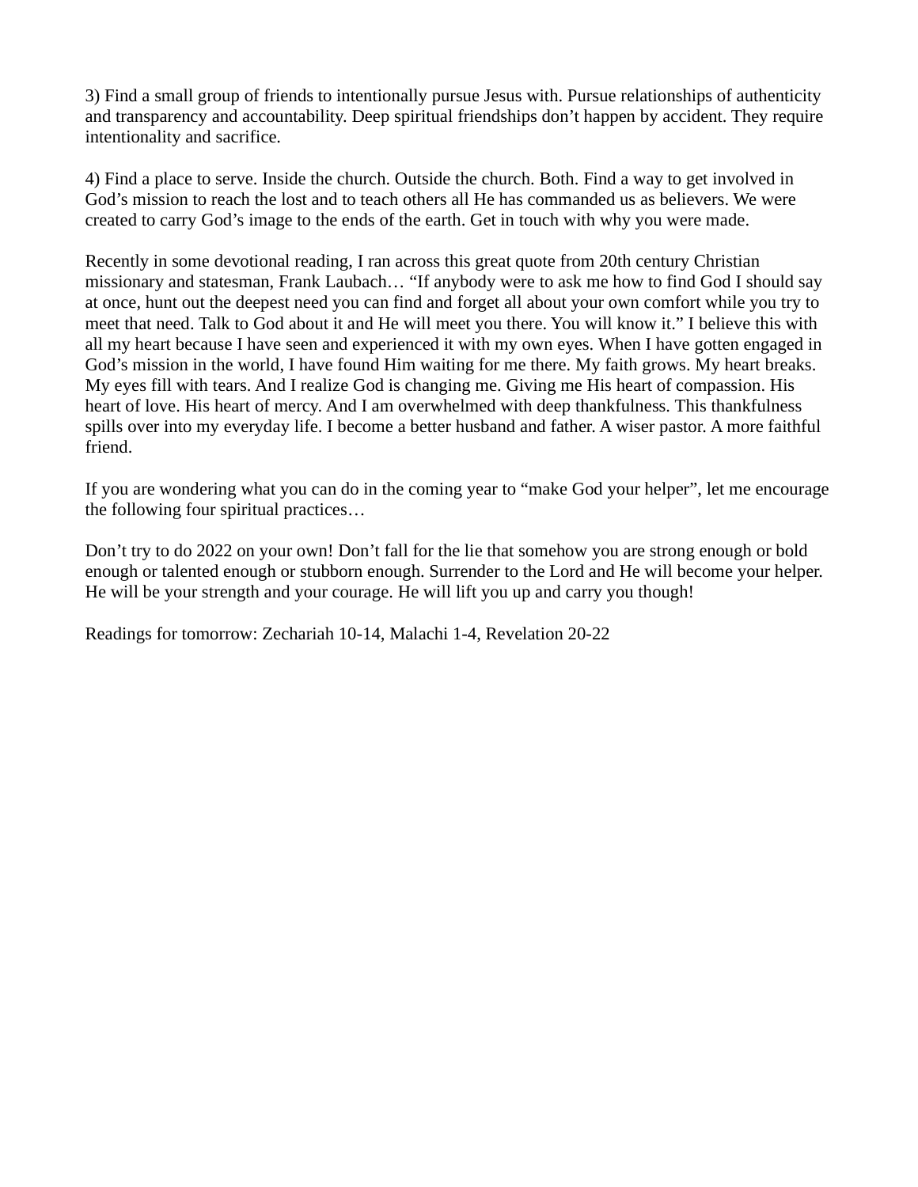3) Find a small group of friends to intentionally pursue Jesus with. Pursue relationships of authenticity and transparency and accountability. Deep spiritual friendships don't happen by accident. They require intentionality and sacrifice.

4) Find a place to serve. Inside the church. Outside the church. Both. Find a way to get involved in God's mission to reach the lost and to teach others all He has commanded us as believers. We were created to carry God's image to the ends of the earth. Get in touch with why you were made.

Recently in some devotional reading, I ran across this great quote from 20th century Christian missionary and statesman, Frank Laubach… "If anybody were to ask me how to find God I should say at once, hunt out the deepest need you can find and forget all about your own comfort while you try to meet that need. Talk to God about it and He will meet you there. You will know it." I believe this with all my heart because I have seen and experienced it with my own eyes. When I have gotten engaged in God's mission in the world, I have found Him waiting for me there. My faith grows. My heart breaks. My eyes fill with tears. And I realize God is changing me. Giving me His heart of compassion. His heart of love. His heart of mercy. And I am overwhelmed with deep thankfulness. This thankfulness spills over into my everyday life. I become a better husband and father. A wiser pastor. A more faithful friend.

If you are wondering what you can do in the coming year to "make God your helper", let me encourage the following four spiritual practices…

Don't try to do 2022 on your own! Don't fall for the lie that somehow you are strong enough or bold enough or talented enough or stubborn enough. Surrender to the Lord and He will become your helper. He will be your strength and your courage. He will lift you up and carry you though!

Readings for tomorrow: Zechariah 10-14, Malachi 1-4, Revelation 20-22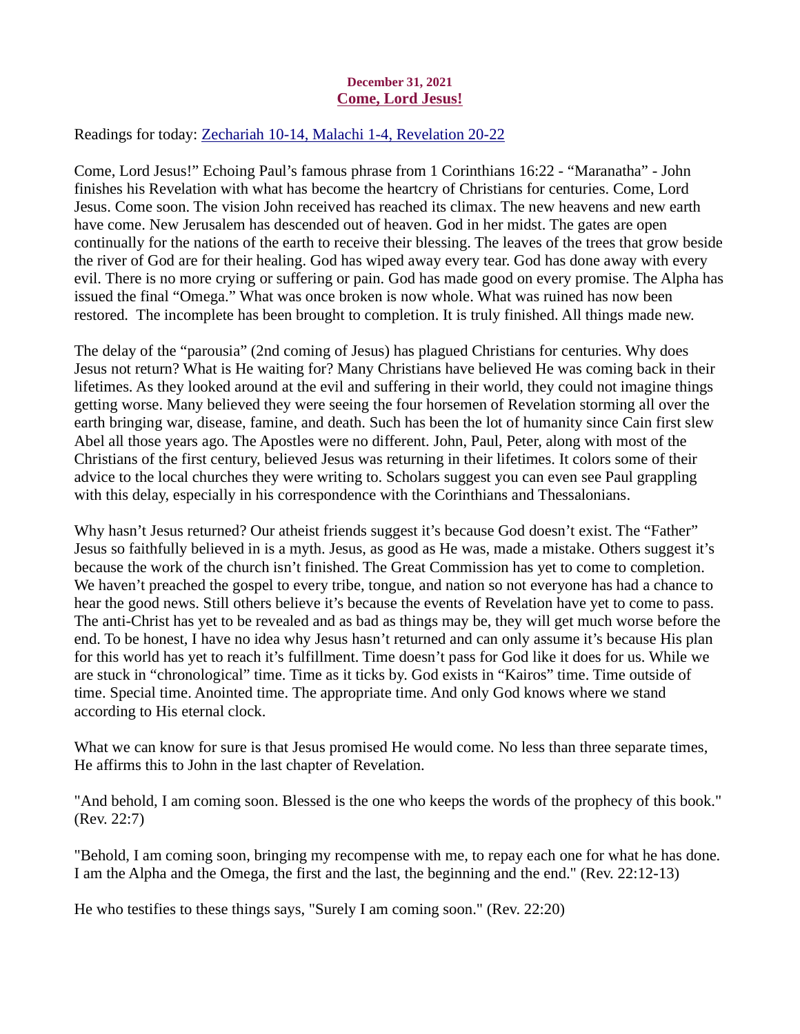**December 31, 2021**
## Come, Lord Jesus!

Readings for today: Zechariah 10-14, Malachi 1-4, Revelation 20-22

Come, Lord Jesus!" Echoing Paul's famous phrase from 1 Corinthians 16:22 - "Maranatha" - John finishes his Revelation with what has become the heartcry of Christians for centuries. Come, Lord Jesus. Come soon. The vision John received has reached its climax. The new heavens and new earth have come. New Jerusalem has descended out of heaven. God in her midst. The gates are open continually for the nations of the earth to receive their blessing. The leaves of the trees that grow beside the river of God are for their healing. God has wiped away every tear. God has done away with every evil. There is no more crying or suffering or pain. God has made good on every promise. The Alpha has issued the final "Omega." What was once broken is now whole. What was ruined has now been restored. The incomplete has been brought to completion. It is truly finished. All things made new.

The delay of the "parousia" (2nd coming of Jesus) has plagued Christians for centuries. Why does Jesus not return? What is He waiting for? Many Christians have believed He was coming back in their lifetimes. As they looked around at the evil and suffering in their world, they could not imagine things getting worse. Many believed they were seeing the four horsemen of Revelation storming all over the earth bringing war, disease, famine, and death. Such has been the lot of humanity since Cain first slew Abel all those years ago. The Apostles were no different. John, Paul, Peter, along with most of the Christians of the first century, believed Jesus was returning in their lifetimes. It colors some of their advice to the local churches they were writing to. Scholars suggest you can even see Paul grappling with this delay, especially in his correspondence with the Corinthians and Thessalonians.

Why hasn't Jesus returned? Our atheist friends suggest it's because God doesn't exist. The "Father" Jesus so faithfully believed in is a myth. Jesus, as good as He was, made a mistake. Others suggest it's because the work of the church isn't finished. The Great Commission has yet to come to completion. We haven't preached the gospel to every tribe, tongue, and nation so not everyone has had a chance to hear the good news. Still others believe it's because the events of Revelation have yet to come to pass. The anti-Christ has yet to be revealed and as bad as things may be, they will get much worse before the end. To be honest, I have no idea why Jesus hasn't returned and can only assume it's because His plan for this world has yet to reach it's fulfillment. Time doesn't pass for God like it does for us. While we are stuck in "chronological" time. Time as it ticks by. God exists in "Kairos" time. Time outside of time. Special time. Anointed time. The appropriate time. And only God knows where we stand according to His eternal clock.

What we can know for sure is that Jesus promised He would come. No less than three separate times, He affirms this to John in the last chapter of Revelation.

"And behold, I am coming soon. Blessed is the one who keeps the words of the prophecy of this book." (Rev. 22:7)

"Behold, I am coming soon, bringing my recompense with me, to repay each one for what he has done. I am the Alpha and the Omega, the first and the last, the beginning and the end." (Rev. 22:12-13)

He who testifies to these things says, "Surely I am coming soon." (Rev. 22:20)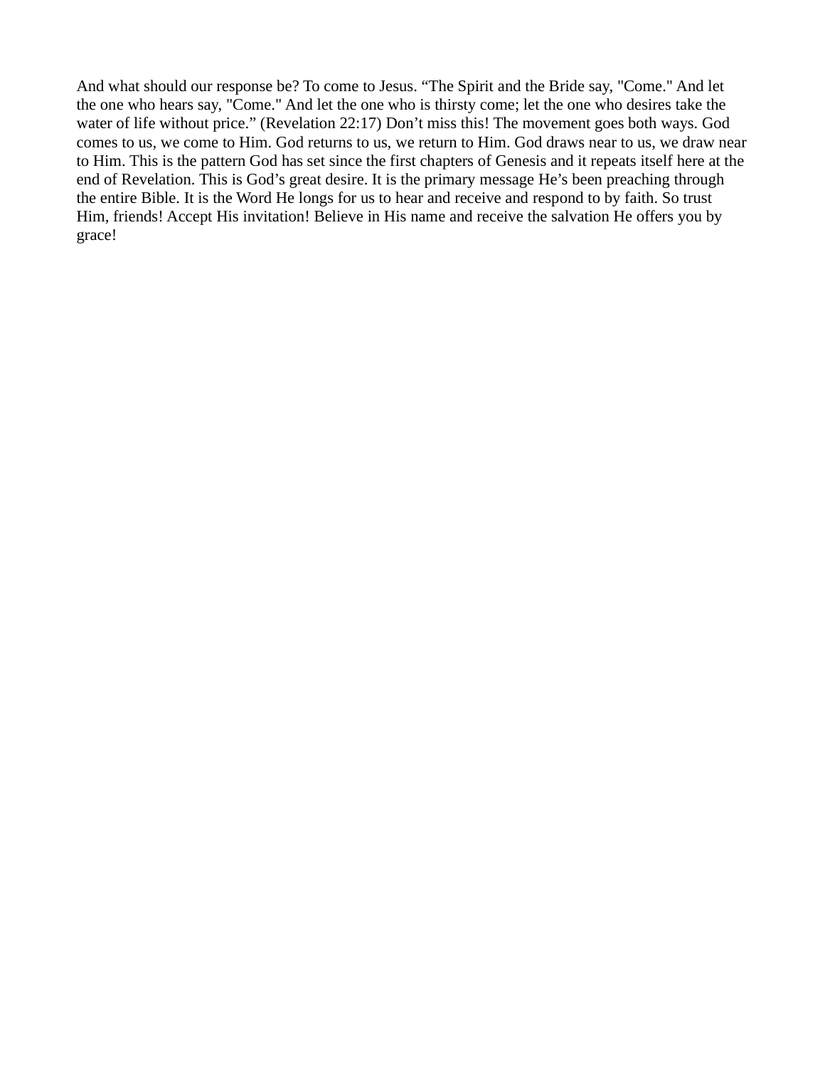And what should our response be? To come to Jesus. “The Spirit and the Bride say, "Come." And let the one who hears say, "Come." And let the one who is thirsty come; let the one who desires take the water of life without price.” (Revelation 22:17) Don’t miss this! The movement goes both ways. God comes to us, we come to Him. God returns to us, we return to Him. God draws near to us, we draw near to Him. This is the pattern God has set since the first chapters of Genesis and it repeats itself here at the end of Revelation. This is God’s great desire. It is the primary message He’s been preaching through the entire Bible. It is the Word He longs for us to hear and receive and respond to by faith. So trust Him, friends! Accept His invitation! Believe in His name and receive the salvation He offers you by grace!